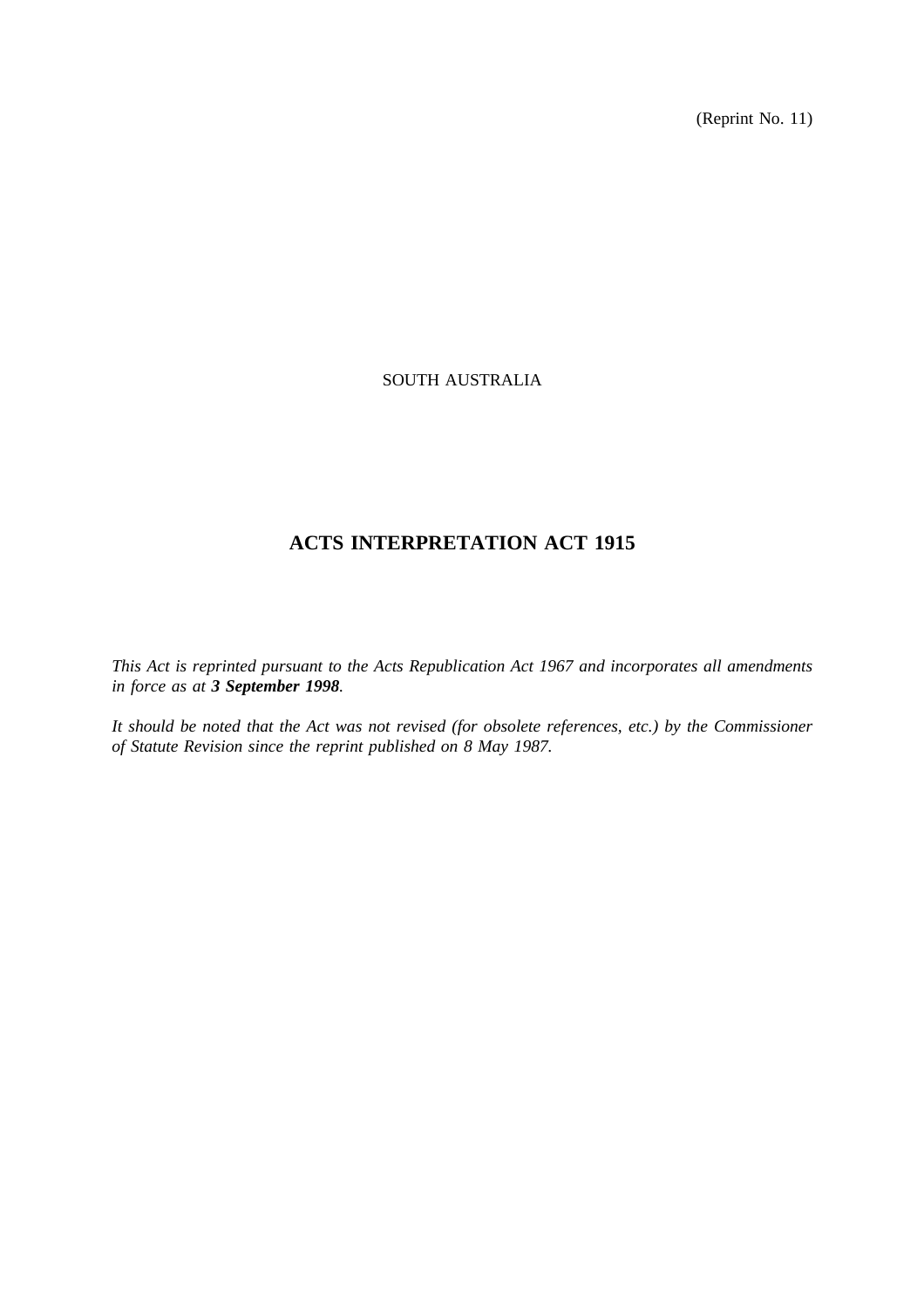(Reprint No. 11)

SOUTH AUSTRALIA

# ACTS INTERPRETATION ACT 1915

*This Act is reprinted pursuant to the Acts Republication Act 1967 and incorporates all amendments in force as at **3 September 1998**.*

*It should be noted that the Act was not revised (for obsolete references, etc.) by the Commissioner of Statute Revision since the reprint published on 8 May 1987.*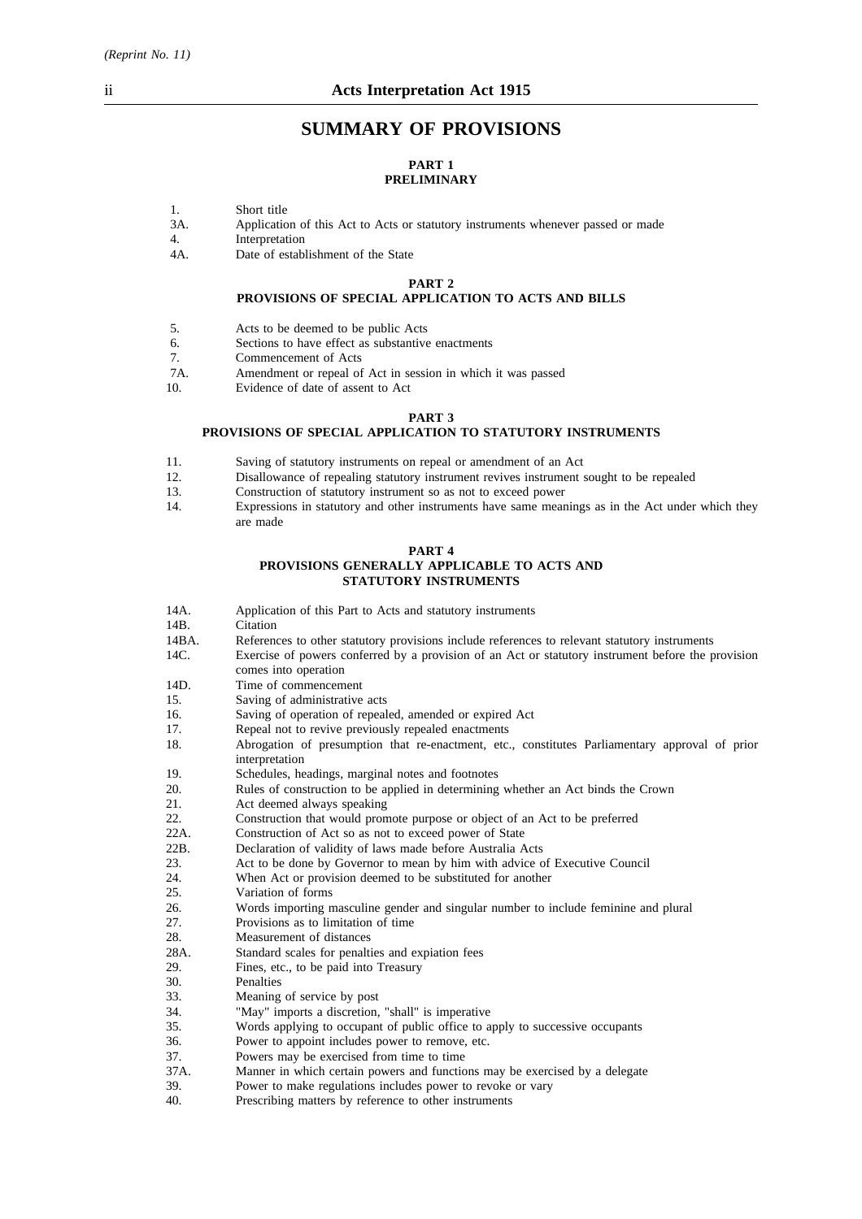# SUMMARY OF PROVISIONS

## PART 1
## PRELIMINARY

1. Short title
3A. Application of this Act to Acts or statutory instruments whenever passed or made
4. Interpretation
4A. Date of establishment of the State

## PART 2
## PROVISIONS OF SPECIAL APPLICATION TO ACTS AND BILLS

5. Acts to be deemed to be public Acts
6. Sections to have effect as substantive enactments
7. Commencement of Acts
7A. Amendment or repeal of Act in session in which it was passed
10. Evidence of date of assent to Act

## PART 3
## PROVISIONS OF SPECIAL APPLICATION TO STATUTORY INSTRUMENTS

11. Saving of statutory instruments on repeal or amendment of an Act
12. Disallowance of repealing statutory instrument revives instrument sought to be repealed
13. Construction of statutory instrument so as not to exceed power
14. Expressions in statutory and other instruments have same meanings as in the Act under which they are made

## PART 4
## PROVISIONS GENERALLY APPLICABLE TO ACTS AND STATUTORY INSTRUMENTS

14A. Application of this Part to Acts and statutory instruments
14B. Citation
14BA. References to other statutory provisions include references to relevant statutory instruments
14C. Exercise of powers conferred by a provision of an Act or statutory instrument before the provision comes into operation
14D. Time of commencement
15. Saving of administrative acts
16. Saving of operation of repealed, amended or expired Act
17. Repeal not to revive previously repealed enactments
18. Abrogation of presumption that re-enactment, etc., constitutes Parliamentary approval of prior interpretation
19. Schedules, headings, marginal notes and footnotes
20. Rules of construction to be applied in determining whether an Act binds the Crown
21. Act deemed always speaking
22. Construction that would promote purpose or object of an Act to be preferred
22A. Construction of Act so as not to exceed power of State
22B. Declaration of validity of laws made before Australia Acts
23. Act to be done by Governor to mean by him with advice of Executive Council
24. When Act or provision deemed to be substituted for another
25. Variation of forms
26. Words importing masculine gender and singular number to include feminine and plural
27. Provisions as to limitation of time
28. Measurement of distances
28A. Standard scales for penalties and expiation fees
29. Fines, etc., to be paid into Treasury
30. Penalties
33. Meaning of service by post
34. "May" imports a discretion, "shall" is imperative
35. Words applying to occupant of public office to apply to successive occupants
36. Power to appoint includes power to remove, etc.
37. Powers may be exercised from time to time
37A. Manner in which certain powers and functions may be exercised by a delegate
39. Power to make regulations includes power to revoke or vary
40. Prescribing matters by reference to other instruments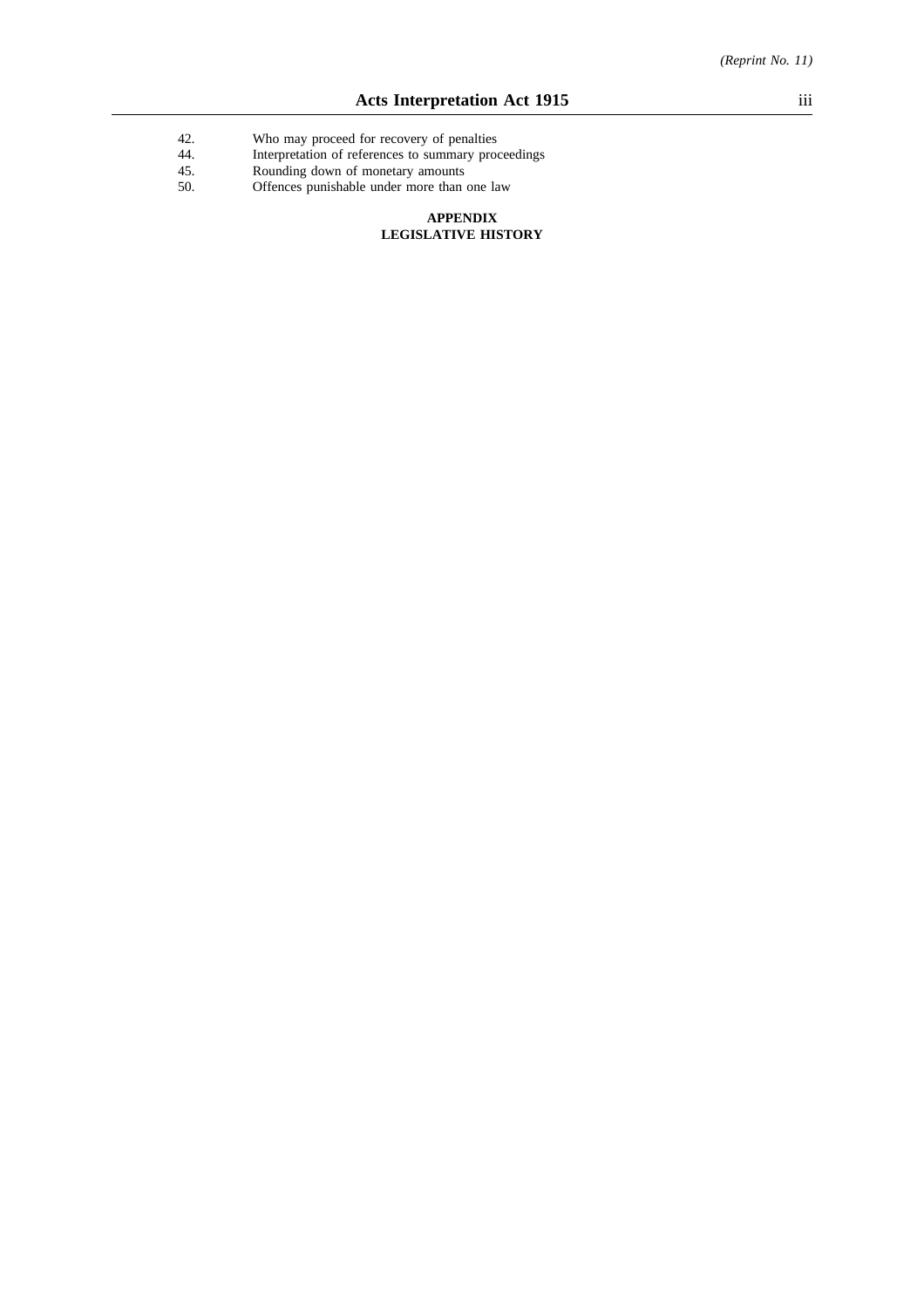42. Who may proceed for recovery of penalties
44. Interpretation of references to summary proceedings
45. Rounding down of monetary amounts
50. Offences punishable under more than one law

**APPENDIX**
**LEGISLATIVE HISTORY**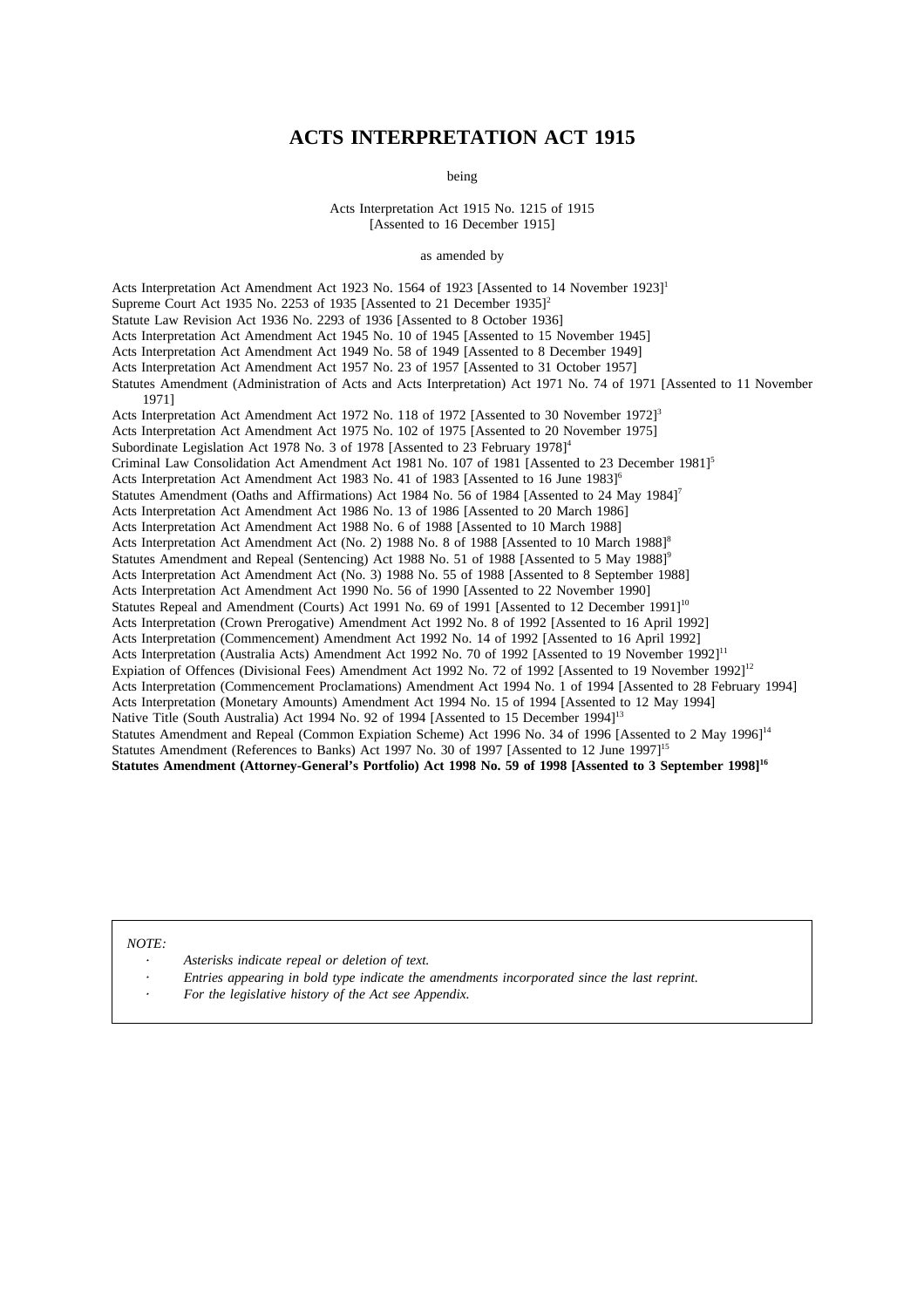# ACTS INTERPRETATION ACT 1915

being

Acts Interpretation Act 1915 No. 1215 of 1915
[Assented to 16 December 1915]

as amended by

Acts Interpretation Act Amendment Act 1923 No. 1564 of 1923 [Assented to 14 November 1923][1]
Supreme Court Act 1935 No. 2253 of 1935 [Assented to 21 December 1935][2]
Statute Law Revision Act 1936 No. 2293 of 1936 [Assented to 8 October 1936]
Acts Interpretation Act Amendment Act 1945 No. 10 of 1945 [Assented to 15 November 1945]
Acts Interpretation Act Amendment Act 1949 No. 58 of 1949 [Assented to 8 December 1949]
Acts Interpretation Act Amendment Act 1957 No. 23 of 1957 [Assented to 31 October 1957]
Statutes Amendment (Administration of Acts and Acts Interpretation) Act 1971 No. 74 of 1971 [Assented to 11 November 1971]
Acts Interpretation Act Amendment Act 1972 No. 118 of 1972 [Assented to 30 November 1972][3]
Acts Interpretation Act Amendment Act 1975 No. 102 of 1975 [Assented to 20 November 1975]
Subordinate Legislation Act 1978 No. 3 of 1978 [Assented to 23 February 1978][4]
Criminal Law Consolidation Act Amendment Act 1981 No. 107 of 1981 [Assented to 23 December 1981][5]
Acts Interpretation Act Amendment Act 1983 No. 41 of 1983 [Assented to 16 June 1983][6]
Statutes Amendment (Oaths and Affirmations) Act 1984 No. 56 of 1984 [Assented to 24 May 1984][7]
Acts Interpretation Act Amendment Act 1986 No. 13 of 1986 [Assented to 20 March 1986]
Acts Interpretation Act Amendment Act 1988 No. 6 of 1988 [Assented to 10 March 1988]
Acts Interpretation Act Amendment Act (No. 2) 1988 No. 8 of 1988 [Assented to 10 March 1988][8]
Statutes Amendment and Repeal (Sentencing) Act 1988 No. 51 of 1988 [Assented to 5 May 1988][9]
Acts Interpretation Act Amendment Act (No. 3) 1988 No. 55 of 1988 [Assented to 8 September 1988]
Acts Interpretation Act Amendment Act 1990 No. 56 of 1990 [Assented to 22 November 1990]
Statutes Repeal and Amendment (Courts) Act 1991 No. 69 of 1991 [Assented to 12 December 1991][10]
Acts Interpretation (Crown Prerogative) Amendment Act 1992 No. 8 of 1992 [Assented to 16 April 1992]
Acts Interpretation (Commencement) Amendment Act 1992 No. 14 of 1992 [Assented to 16 April 1992]
Acts Interpretation (Australia Acts) Amendment Act 1992 No. 70 of 1992 [Assented to 19 November 1992][11]
Expiation of Offences (Divisional Fees) Amendment Act 1992 No. 72 of 1992 [Assented to 19 November 1992][12]
Acts Interpretation (Commencement Proclamations) Amendment Act 1994 No. 1 of 1994 [Assented to 28 February 1994]
Acts Interpretation (Monetary Amounts) Amendment Act 1994 No. 15 of 1994 [Assented to 12 May 1994]
Native Title (South Australia) Act 1994 No. 92 of 1994 [Assented to 15 December 1994][13]
Statutes Amendment and Repeal (Common Expiation Scheme) Act 1996 No. 34 of 1996 [Assented to 2 May 1996][14]
Statutes Amendment (References to Banks) Act 1997 No. 30 of 1997 [Assented to 12 June 1997][15]
**Statutes Amendment (Attorney-General's Portfolio) Act 1998 No. 59 of 1998 [Assented to 3 September 1998][16]**

*NOTE:*

- *Asterisks indicate repeal or deletion of text.*
- *Entries appearing in bold type indicate the amendments incorporated since the last reprint.*
- *For the legislative history of the Act see Appendix.*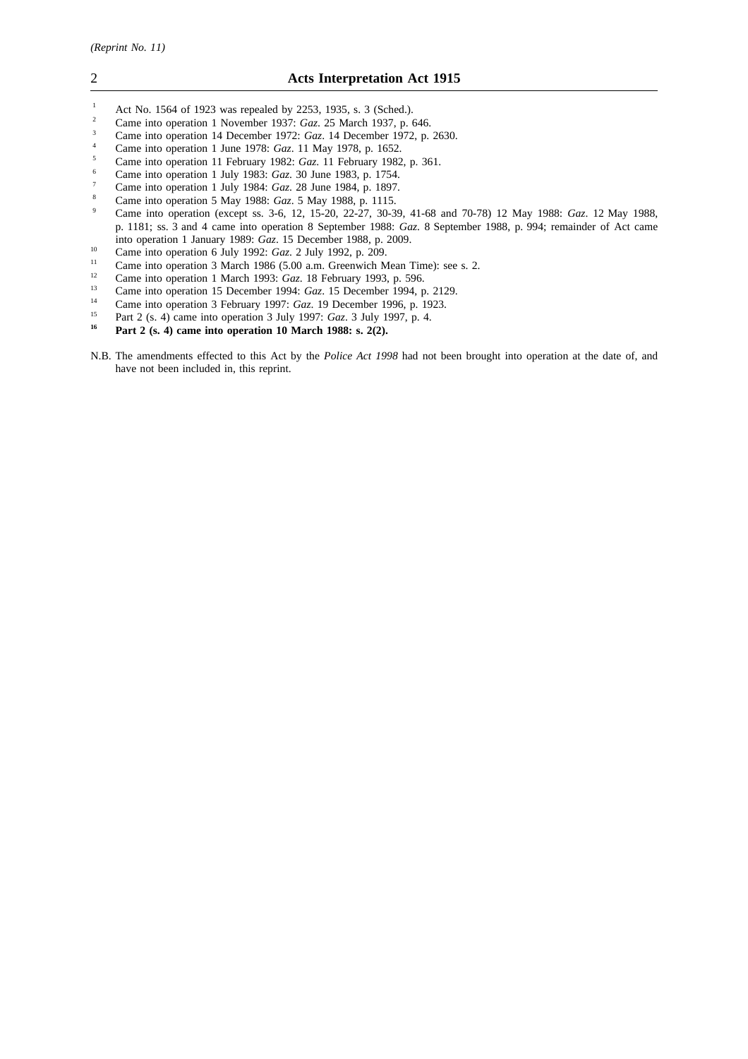[1] Act No. 1564 of 1923 was repealed by 2253, 1935, s. 3 (Sched.).

[2] Came into operation 1 November 1937: *Gaz*. 25 March 1937, p. 646.

[3] Came into operation 14 December 1972: *Gaz*. 14 December 1972, p. 2630.

[4] Came into operation 1 June 1978: *Gaz*. 11 May 1978, p. 1652.

[5] Came into operation 11 February 1982: *Gaz*. 11 February 1982, p. 361.

[6] Came into operation 1 July 1983: *Gaz*. 30 June 1983, p. 1754.

[7] Came into operation 1 July 1984: *Gaz*. 28 June 1984, p. 1897.

[8] Came into operation 5 May 1988: *Gaz*. 5 May 1988, p. 1115.

[9] Came into operation (except ss. 3-6, 12, 15-20, 22-27, 30-39, 41-68 and 70-78) 12 May 1988: *Gaz*. 12 May 1988, p. 1181; ss. 3 and 4 came into operation 8 September 1988: *Gaz*. 8 September 1988, p. 994; remainder of Act came into operation 1 January 1989: *Gaz*. 15 December 1988, p. 2009.

[10] Came into operation 6 July 1992: *Gaz*. 2 July 1992, p. 209.

[11] Came into operation 3 March 1986 (5.00 a.m. Greenwich Mean Time): see s. 2.

[12] Came into operation 1 March 1993: *Gaz*. 18 February 1993, p. 596.

[13] Came into operation 15 December 1994: *Gaz*. 15 December 1994, p. 2129.

[14] Came into operation 3 February 1997: *Gaz*. 19 December 1996, p. 1923.

[15] Part 2 (s. 4) came into operation 3 July 1997: *Gaz*. 3 July 1997, p. 4.

**[16] Part 2 (s. 4) came into operation 10 March 1988: s. 2(2).**

N.B. The amendments effected to this Act by the *Police Act 1998* had not been brought into operation at the date of, and have not been included in, this reprint.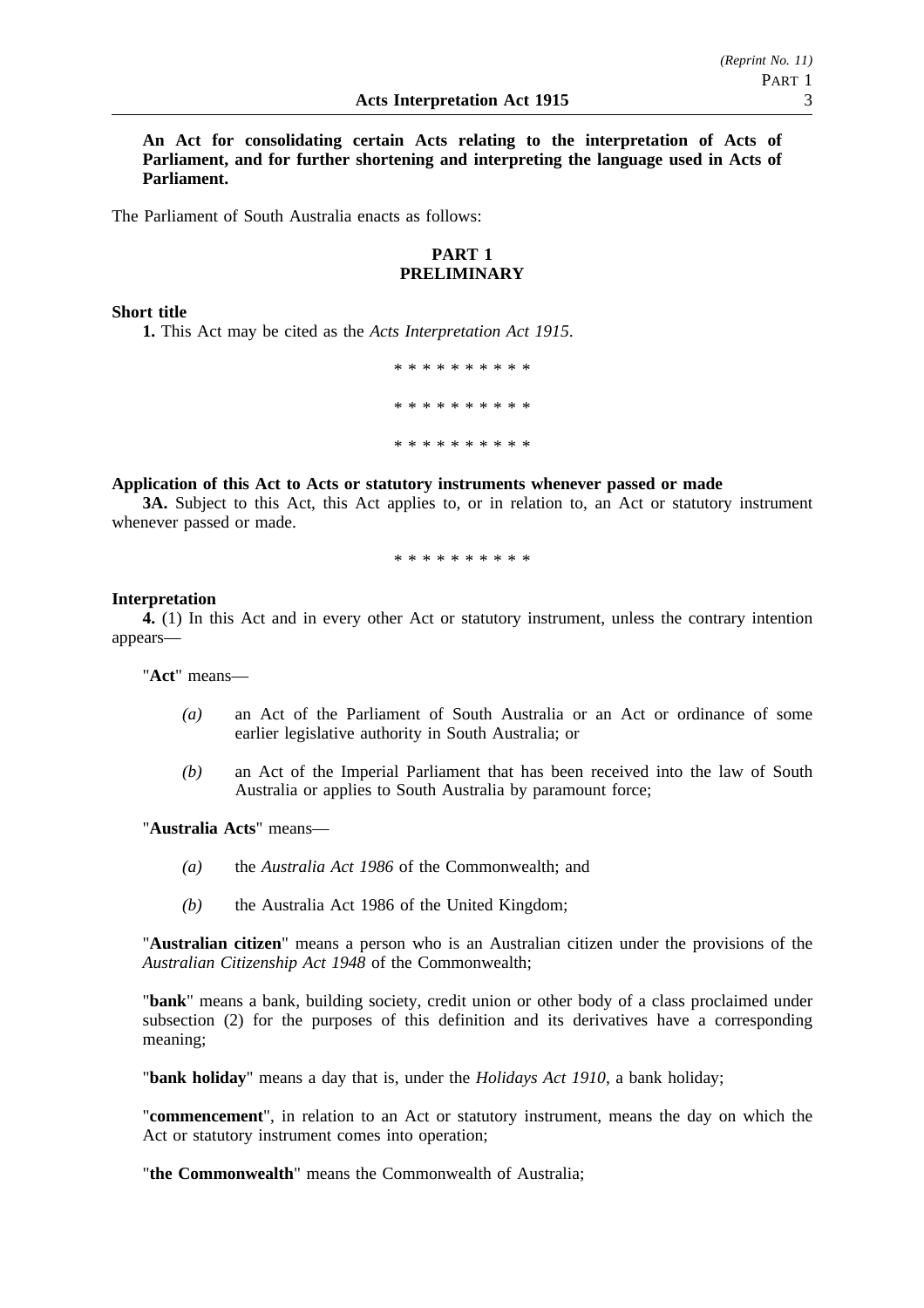**An Act for consolidating certain Acts relating to the interpretation of Acts of Parliament, and for further shortening and interpreting the language used in Acts of Parliament.**

The Parliament of South Australia enacts as follows:

## PART 1
## PRELIMINARY

**Short title**

**1.** This Act may be cited as the *Acts Interpretation Act 1915*.

\* \* \* \* \* \* \* \* \* \*

\* \* \* \* \* \* \* \* \* \*

\* \* \* \* \* \* \* \* \* \*

**Application of this Act to Acts or statutory instruments whenever passed or made**

**3A.** Subject to this Act, this Act applies to, or in relation to, an Act or statutory instrument whenever passed or made.

\* \* \* \* \* \* \* \* \* \*

**Interpretation**

**4.** (1) In this Act and in every other Act or statutory instrument, unless the contrary intention appears—

"**Act**" means—

*(a)* an Act of the Parliament of South Australia or an Act or ordinance of some earlier legislative authority in South Australia; or

*(b)* an Act of the Imperial Parliament that has been received into the law of South Australia or applies to South Australia by paramount force;

"**Australia Acts**" means—

*(a)* the *Australia Act 1986* of the Commonwealth; and

*(b)* the Australia Act 1986 of the United Kingdom;

"**Australian citizen**" means a person who is an Australian citizen under the provisions of the *Australian Citizenship Act 1948* of the Commonwealth;

"**bank**" means a bank, building society, credit union or other body of a class proclaimed under subsection (2) for the purposes of this definition and its derivatives have a corresponding meaning;

"**bank holiday**" means a day that is, under the *Holidays Act 1910*, a bank holiday;

"**commencement**", in relation to an Act or statutory instrument, means the day on which the Act or statutory instrument comes into operation;

"**the Commonwealth**" means the Commonwealth of Australia;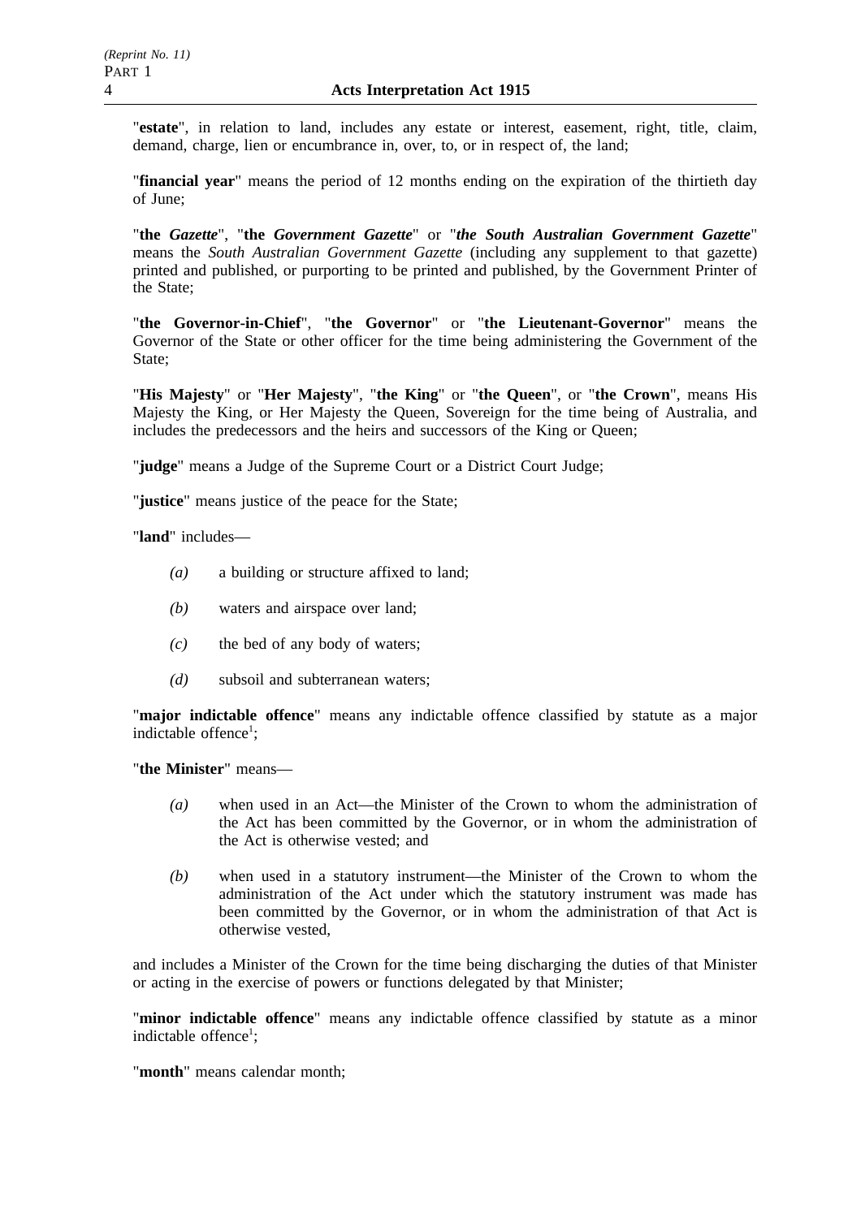"**estate**", in relation to land, includes any estate or interest, easement, right, title, claim, demand, charge, lien or encumbrance in, over, to, or in respect of, the land;

"**financial year**" means the period of 12 months ending on the expiration of the thirtieth day of June;

"**the *Gazette***", "**the *Government Gazette***" or "***the South Australian Government Gazette***" means the *South Australian Government Gazette* (including any supplement to that gazette) printed and published, or purporting to be printed and published, by the Government Printer of the State;

"**the Governor-in-Chief**", "**the Governor**" or "**the Lieutenant-Governor**" means the Governor of the State or other officer for the time being administering the Government of the State;

"**His Majesty**" or "**Her Majesty**", "**the King**" or "**the Queen**", or "**the Crown**", means His Majesty the King, or Her Majesty the Queen, Sovereign for the time being of Australia, and includes the predecessors and the heirs and successors of the King or Queen;

"**judge**" means a Judge of the Supreme Court or a District Court Judge;

"**justice**" means justice of the peace for the State;

"**land**" includes—

- *(a)* a building or structure affixed to land;
- *(b)* waters and airspace over land;
- *(c)* the bed of any body of waters;
- *(d)* subsoil and subterranean waters;

"**major indictable offence**" means any indictable offence classified by statute as a major indictable offence[1];

"**the Minister**" means—

- *(a)* when used in an Act—the Minister of the Crown to whom the administration of the Act has been committed by the Governor, or in whom the administration of the Act is otherwise vested; and
- *(b)* when used in a statutory instrument—the Minister of the Crown to whom the administration of the Act under which the statutory instrument was made has been committed by the Governor, or in whom the administration of that Act is otherwise vested,

and includes a Minister of the Crown for the time being discharging the duties of that Minister or acting in the exercise of powers or functions delegated by that Minister;

"**minor indictable offence**" means any indictable offence classified by statute as a minor indictable offence[1];

"**month**" means calendar month;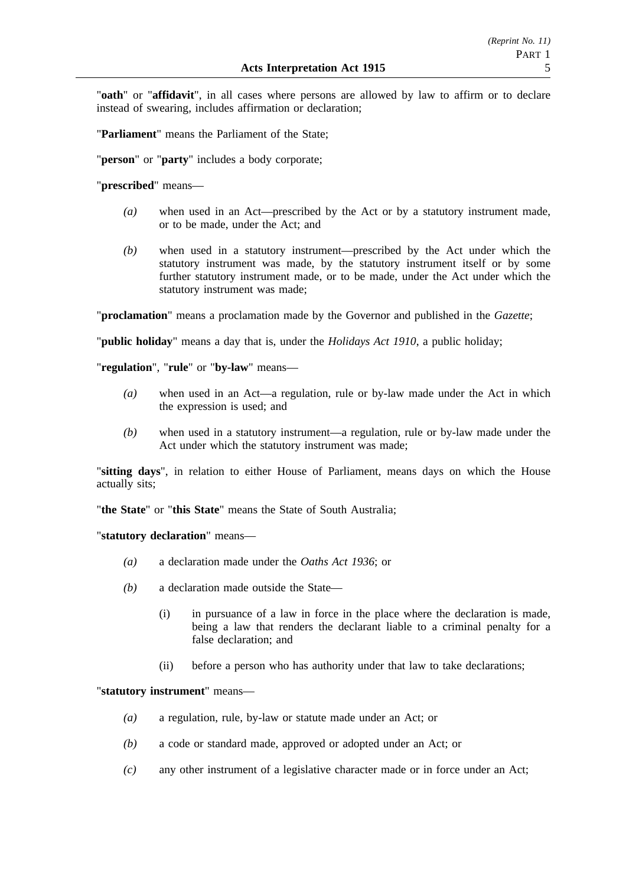"**oath**" or "**affidavit**", in all cases where persons are allowed by law to affirm or to declare instead of swearing, includes affirmation or declaration;

"**Parliament**" means the Parliament of the State;

"**person**" or "**party**" includes a body corporate;

"**prescribed**" means—

- *(a)* when used in an Act—prescribed by the Act or by a statutory instrument made, or to be made, under the Act; and
- *(b)* when used in a statutory instrument—prescribed by the Act under which the statutory instrument was made, by the statutory instrument itself or by some further statutory instrument made, or to be made, under the Act under which the statutory instrument was made;

"**proclamation**" means a proclamation made by the Governor and published in the *Gazette*;

"**public holiday**" means a day that is, under the *Holidays Act 1910*, a public holiday;

"**regulation**", "**rule**" or "**by-law**" means—

- *(a)* when used in an Act—a regulation, rule or by-law made under the Act in which the expression is used; and
- *(b)* when used in a statutory instrument—a regulation, rule or by-law made under the Act under which the statutory instrument was made;

"**sitting days**", in relation to either House of Parliament, means days on which the House actually sits;

"**the State**" or "**this State**" means the State of South Australia;

"**statutory declaration**" means—

- *(a)* a declaration made under the *Oaths Act 1936*; or
- *(b)* a declaration made outside the State—
  - (i) in pursuance of a law in force in the place where the declaration is made, being a law that renders the declarant liable to a criminal penalty for a false declaration; and
  - (ii) before a person who has authority under that law to take declarations;

"**statutory instrument**" means—

- *(a)* a regulation, rule, by-law or statute made under an Act; or
- *(b)* a code or standard made, approved or adopted under an Act; or
- *(c)* any other instrument of a legislative character made or in force under an Act;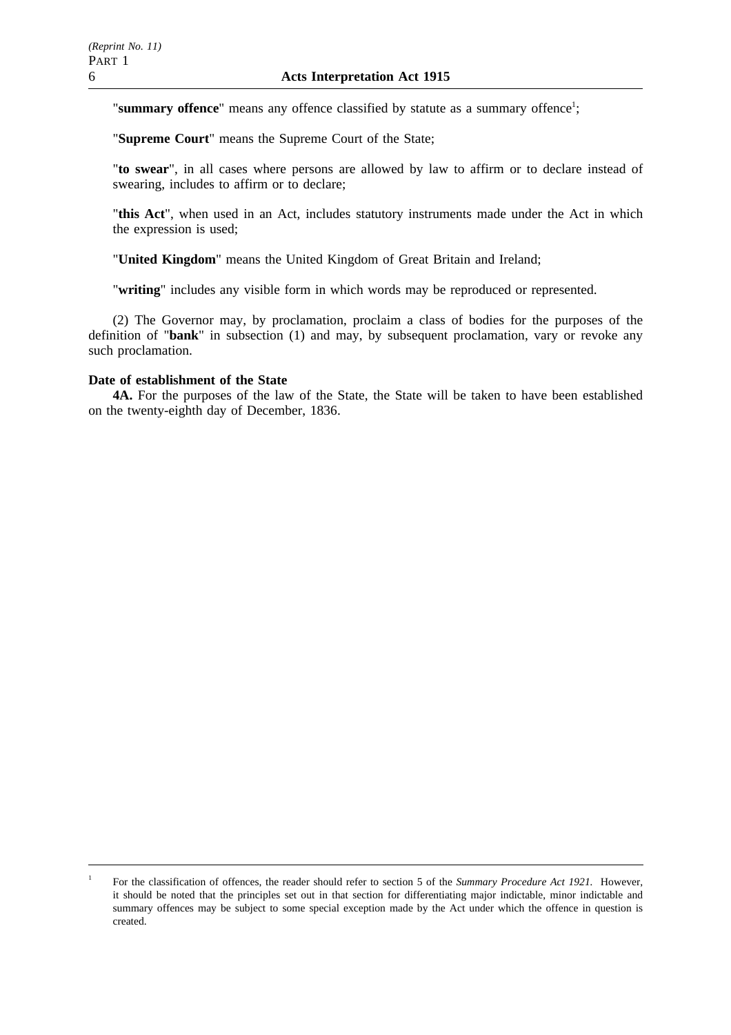"**summary offence**" means any offence classified by statute as a summary offence[1];

"**Supreme Court**" means the Supreme Court of the State;

"**to swear**", in all cases where persons are allowed by law to affirm or to declare instead of swearing, includes to affirm or to declare;

"**this Act**", when used in an Act, includes statutory instruments made under the Act in which the expression is used;

"**United Kingdom**" means the United Kingdom of Great Britain and Ireland;

"**writing**" includes any visible form in which words may be reproduced or represented.

(2) The Governor may, by proclamation, proclaim a class of bodies for the purposes of the definition of "**bank**" in subsection (1) and may, by subsequent proclamation, vary or revoke any such proclamation.

**Date of establishment of the State**

**4A.** For the purposes of the law of the State, the State will be taken to have been established on the twenty-eighth day of December, 1836.

---

[1] For the classification of offences, the reader should refer to section 5 of the *Summary Procedure Act 1921*. However, it should be noted that the principles set out in that section for differentiating major indictable, minor indictable and summary offences may be subject to some special exception made by the Act under which the offence in question is created.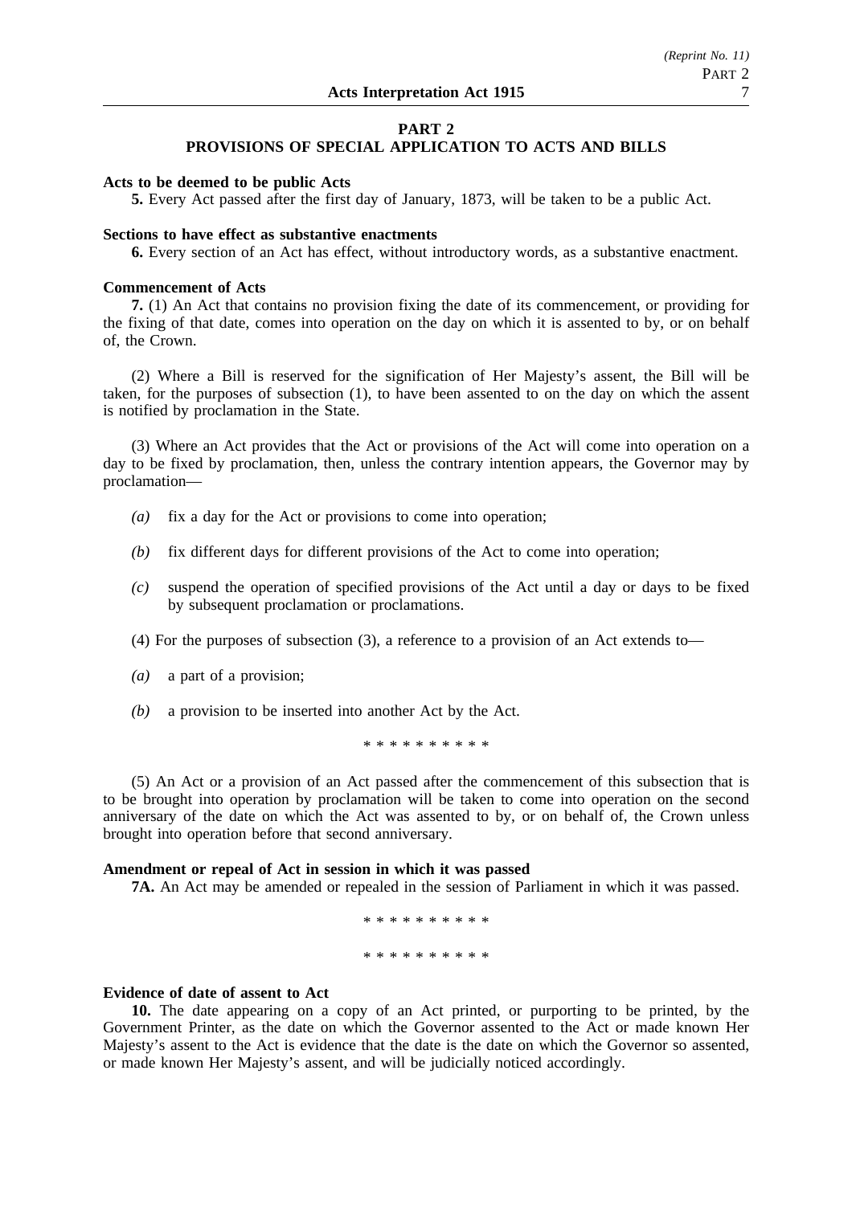## PART 2
## PROVISIONS OF SPECIAL APPLICATION TO ACTS AND BILLS

**Acts to be deemed to be public Acts**

**5.** Every Act passed after the first day of January, 1873, will be taken to be a public Act.

**Sections to have effect as substantive enactments**

**6.** Every section of an Act has effect, without introductory words, as a substantive enactment.

**Commencement of Acts**

**7.** (1) An Act that contains no provision fixing the date of its commencement, or providing for the fixing of that date, comes into operation on the day on which it is assented to by, or on behalf of, the Crown.

(2) Where a Bill is reserved for the signification of Her Majesty's assent, the Bill will be taken, for the purposes of subsection (1), to have been assented to on the day on which the assent is notified by proclamation in the State.

(3) Where an Act provides that the Act or provisions of the Act will come into operation on a day to be fixed by proclamation, then, unless the contrary intention appears, the Governor may by proclamation—

*(a)* fix a day for the Act or provisions to come into operation;

*(b)* fix different days for different provisions of the Act to come into operation;

*(c)* suspend the operation of specified provisions of the Act until a day or days to be fixed by subsequent proclamation or proclamations.

(4) For the purposes of subsection (3), a reference to a provision of an Act extends to—

*(a)* a part of a provision;

*(b)* a provision to be inserted into another Act by the Act.

\* \* \* \* \* \* \* \* \* \*

(5) An Act or a provision of an Act passed after the commencement of this subsection that is to be brought into operation by proclamation will be taken to come into operation on the second anniversary of the date on which the Act was assented to by, or on behalf of, the Crown unless brought into operation before that second anniversary.

**Amendment or repeal of Act in session in which it was passed**

**7A.** An Act may be amended or repealed in the session of Parliament in which it was passed.

\* \* \* \* \* \* \* \* \* \*

\* \* \* \* \* \* \* \* \* \*

**Evidence of date of assent to Act**

**10.** The date appearing on a copy of an Act printed, or purporting to be printed, by the Government Printer, as the date on which the Governor assented to the Act or made known Her Majesty's assent to the Act is evidence that the date is the date on which the Governor so assented, or made known Her Majesty's assent, and will be judicially noticed accordingly.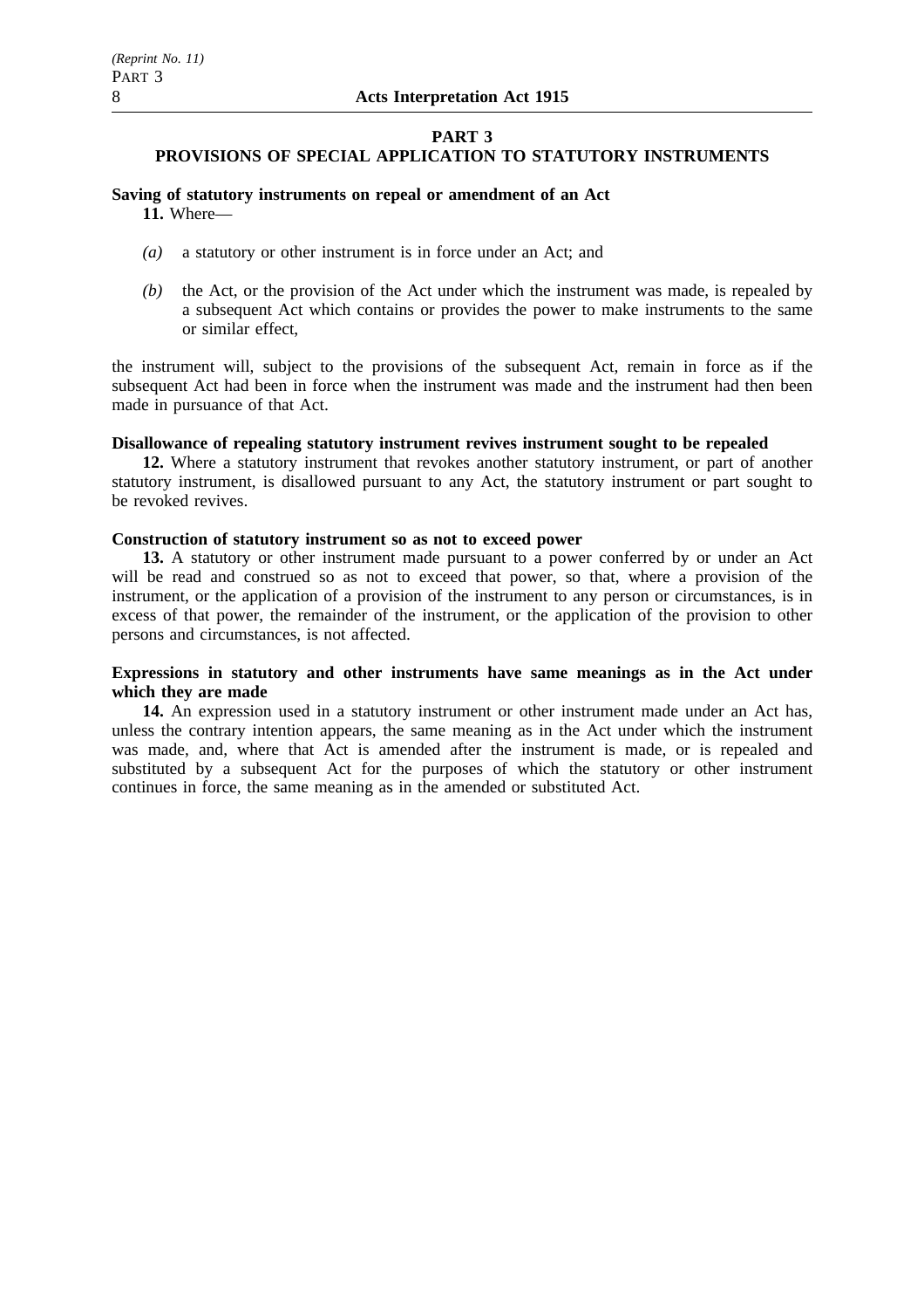## PART 3
## PROVISIONS OF SPECIAL APPLICATION TO STATUTORY INSTRUMENTS

**Saving of statutory instruments on repeal or amendment of an Act**

**11.** Where—

*(a)* a statutory or other instrument is in force under an Act; and

*(b)* the Act, or the provision of the Act under which the instrument was made, is repealed by a subsequent Act which contains or provides the power to make instruments to the same or similar effect,

the instrument will, subject to the provisions of the subsequent Act, remain in force as if the subsequent Act had been in force when the instrument was made and the instrument had then been made in pursuance of that Act.

**Disallowance of repealing statutory instrument revives instrument sought to be repealed**

**12.** Where a statutory instrument that revokes another statutory instrument, or part of another statutory instrument, is disallowed pursuant to any Act, the statutory instrument or part sought to be revoked revives.

**Construction of statutory instrument so as not to exceed power**

**13.** A statutory or other instrument made pursuant to a power conferred by or under an Act will be read and construed so as not to exceed that power, so that, where a provision of the instrument, or the application of a provision of the instrument to any person or circumstances, is in excess of that power, the remainder of the instrument, or the application of the provision to other persons and circumstances, is not affected.

**Expressions in statutory and other instruments have same meanings as in the Act under which they are made**

**14.** An expression used in a statutory instrument or other instrument made under an Act has, unless the contrary intention appears, the same meaning as in the Act under which the instrument was made, and, where that Act is amended after the instrument is made, or is repealed and substituted by a subsequent Act for the purposes of which the statutory or other instrument continues in force, the same meaning as in the amended or substituted Act.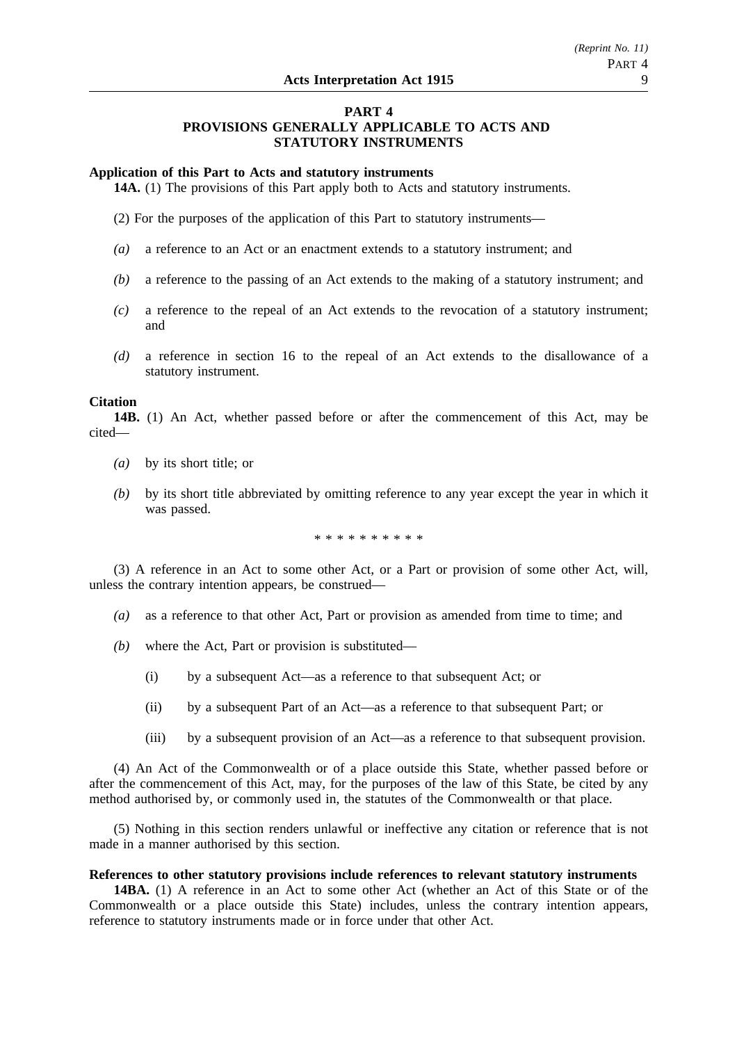## PART 4
## PROVISIONS GENERALLY APPLICABLE TO ACTS AND STATUTORY INSTRUMENTS

**Application of this Part to Acts and statutory instruments**

**14A.** (1) The provisions of this Part apply both to Acts and statutory instruments.

(2) For the purposes of the application of this Part to statutory instruments—

*(a)* a reference to an Act or an enactment extends to a statutory instrument; and

*(b)* a reference to the passing of an Act extends to the making of a statutory instrument; and

*(c)* a reference to the repeal of an Act extends to the revocation of a statutory instrument; and

*(d)* a reference in section 16 to the repeal of an Act extends to the disallowance of a statutory instrument.

**Citation**

**14B.** (1) An Act, whether passed before or after the commencement of this Act, may be cited—

*(a)* by its short title; or

*(b)* by its short title abbreviated by omitting reference to any year except the year in which it was passed.

\* \* \* \* \* \* \* \* \* \*

(3) A reference in an Act to some other Act, or a Part or provision of some other Act, will, unless the contrary intention appears, be construed—

*(a)* as a reference to that other Act, Part or provision as amended from time to time; and

*(b)* where the Act, Part or provision is substituted—

(i) by a subsequent Act—as a reference to that subsequent Act; or

(ii) by a subsequent Part of an Act—as a reference to that subsequent Part; or

(iii) by a subsequent provision of an Act—as a reference to that subsequent provision.

(4) An Act of the Commonwealth or of a place outside this State, whether passed before or after the commencement of this Act, may, for the purposes of the law of this State, be cited by any method authorised by, or commonly used in, the statutes of the Commonwealth or that place.

(5) Nothing in this section renders unlawful or ineffective any citation or reference that is not made in a manner authorised by this section.

**References to other statutory provisions include references to relevant statutory instruments**

**14BA.** (1) A reference in an Act to some other Act (whether an Act of this State or of the Commonwealth or a place outside this State) includes, unless the contrary intention appears, reference to statutory instruments made or in force under that other Act.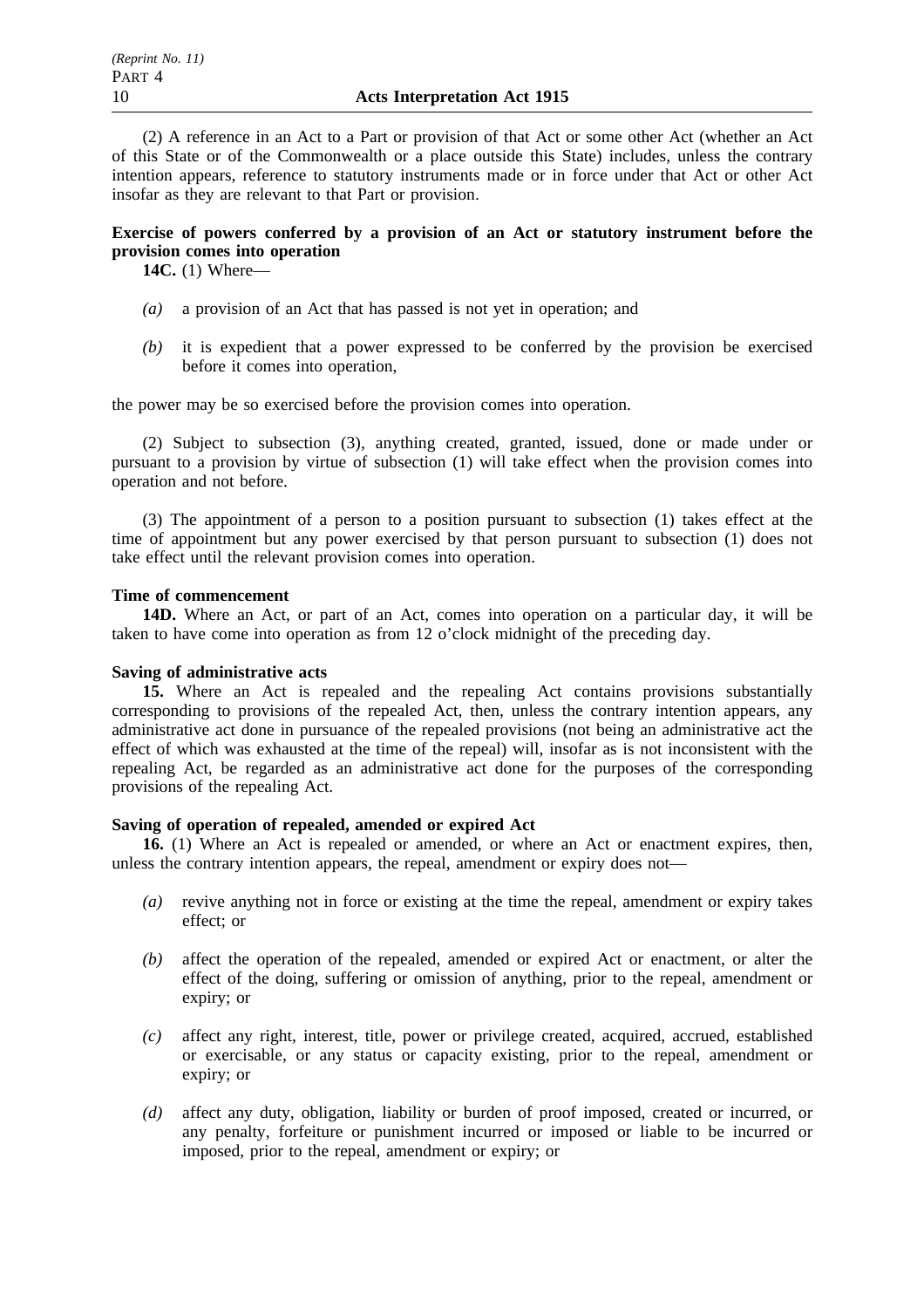(2) A reference in an Act to a Part or provision of that Act or some other Act (whether an Act of this State or of the Commonwealth or a place outside this State) includes, unless the contrary intention appears, reference to statutory instruments made or in force under that Act or other Act insofar as they are relevant to that Part or provision.

**Exercise of powers conferred by a provision of an Act or statutory instrument before the provision comes into operation**

**14C.** (1) Where—

*(a)* a provision of an Act that has passed is not yet in operation; and

*(b)* it is expedient that a power expressed to be conferred by the provision be exercised before it comes into operation,

the power may be so exercised before the provision comes into operation.

(2) Subject to subsection (3), anything created, granted, issued, done or made under or pursuant to a provision by virtue of subsection (1) will take effect when the provision comes into operation and not before.

(3) The appointment of a person to a position pursuant to subsection (1) takes effect at the time of appointment but any power exercised by that person pursuant to subsection (1) does not take effect until the relevant provision comes into operation.

**Time of commencement**

**14D.** Where an Act, or part of an Act, comes into operation on a particular day, it will be taken to have come into operation as from 12 o'clock midnight of the preceding day.

**Saving of administrative acts**

**15.** Where an Act is repealed and the repealing Act contains provisions substantially corresponding to provisions of the repealed Act, then, unless the contrary intention appears, any administrative act done in pursuance of the repealed provisions (not being an administrative act the effect of which was exhausted at the time of the repeal) will, insofar as is not inconsistent with the repealing Act, be regarded as an administrative act done for the purposes of the corresponding provisions of the repealing Act.

**Saving of operation of repealed, amended or expired Act**

**16.** (1) Where an Act is repealed or amended, or where an Act or enactment expires, then, unless the contrary intention appears, the repeal, amendment or expiry does not—

*(a)* revive anything not in force or existing at the time the repeal, amendment or expiry takes effect; or

*(b)* affect the operation of the repealed, amended or expired Act or enactment, or alter the effect of the doing, suffering or omission of anything, prior to the repeal, amendment or expiry; or

*(c)* affect any right, interest, title, power or privilege created, acquired, accrued, established or exercisable, or any status or capacity existing, prior to the repeal, amendment or expiry; or

*(d)* affect any duty, obligation, liability or burden of proof imposed, created or incurred, or any penalty, forfeiture or punishment incurred or imposed or liable to be incurred or imposed, prior to the repeal, amendment or expiry; or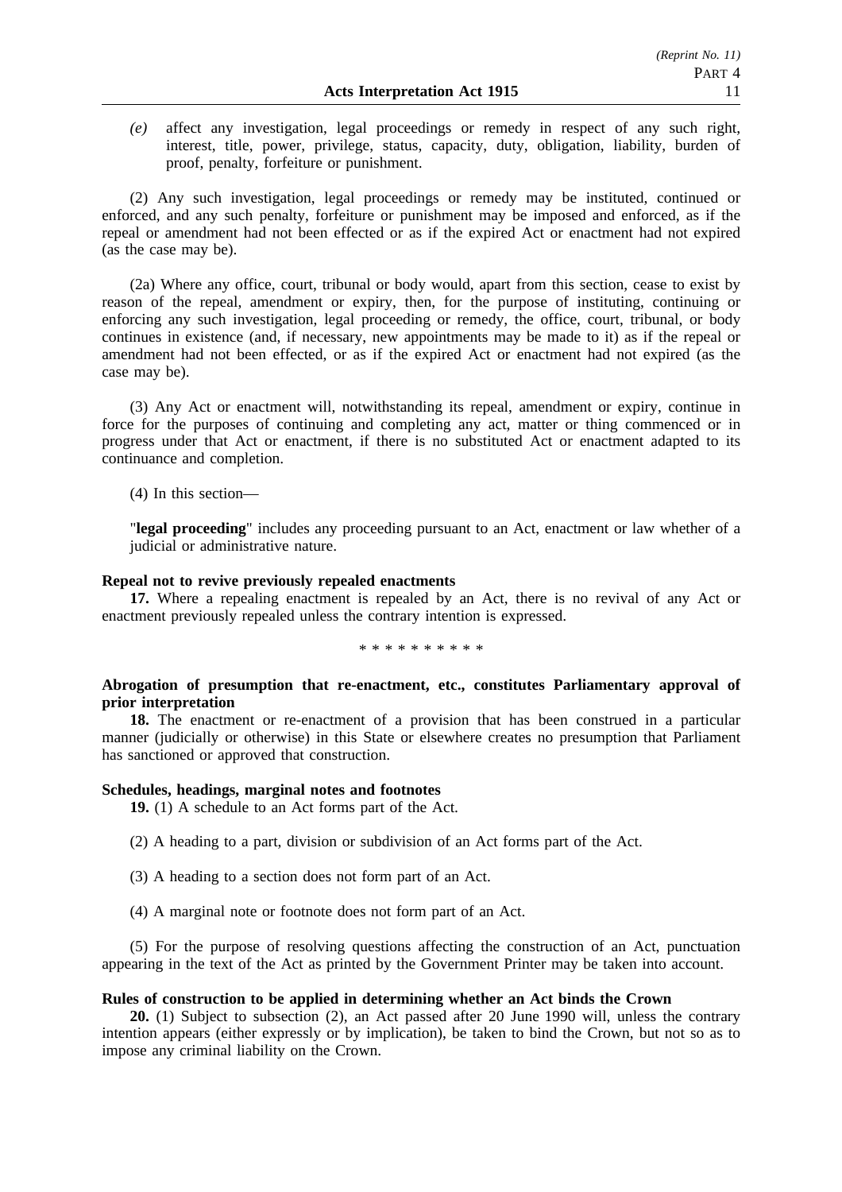*(e)* affect any investigation, legal proceedings or remedy in respect of any such right, interest, title, power, privilege, status, capacity, duty, obligation, liability, burden of proof, penalty, forfeiture or punishment.

(2) Any such investigation, legal proceedings or remedy may be instituted, continued or enforced, and any such penalty, forfeiture or punishment may be imposed and enforced, as if the repeal or amendment had not been effected or as if the expired Act or enactment had not expired (as the case may be).

(2a) Where any office, court, tribunal or body would, apart from this section, cease to exist by reason of the repeal, amendment or expiry, then, for the purpose of instituting, continuing or enforcing any such investigation, legal proceeding or remedy, the office, court, tribunal, or body continues in existence (and, if necessary, new appointments may be made to it) as if the repeal or amendment had not been effected, or as if the expired Act or enactment had not expired (as the case may be).

(3) Any Act or enactment will, notwithstanding its repeal, amendment or expiry, continue in force for the purposes of continuing and completing any act, matter or thing commenced or in progress under that Act or enactment, if there is no substituted Act or enactment adapted to its continuance and completion.

(4) In this section—

"**legal proceeding**" includes any proceeding pursuant to an Act, enactment or law whether of a judicial or administrative nature.

**Repeal not to revive previously repealed enactments**

**17.** Where a repealing enactment is repealed by an Act, there is no revival of any Act or enactment previously repealed unless the contrary intention is expressed.

* * * * * * * * * *

**Abrogation of presumption that re-enactment, etc., constitutes Parliamentary approval of prior interpretation**

**18.** The enactment or re-enactment of a provision that has been construed in a particular manner (judicially or otherwise) in this State or elsewhere creates no presumption that Parliament has sanctioned or approved that construction.

**Schedules, headings, marginal notes and footnotes**

**19.** (1) A schedule to an Act forms part of the Act.

(2) A heading to a part, division or subdivision of an Act forms part of the Act.

(3) A heading to a section does not form part of an Act.

(4) A marginal note or footnote does not form part of an Act.

(5) For the purpose of resolving questions affecting the construction of an Act, punctuation appearing in the text of the Act as printed by the Government Printer may be taken into account.

**Rules of construction to be applied in determining whether an Act binds the Crown**

**20.** (1) Subject to subsection (2), an Act passed after 20 June 1990 will, unless the contrary intention appears (either expressly or by implication), be taken to bind the Crown, but not so as to impose any criminal liability on the Crown.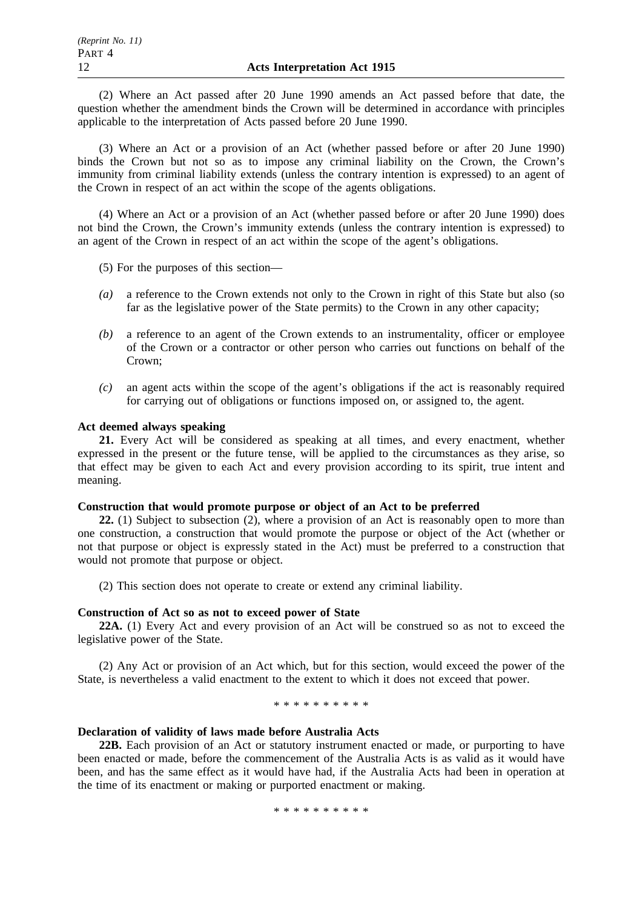(2) Where an Act passed after 20 June 1990 amends an Act passed before that date, the question whether the amendment binds the Crown will be determined in accordance with principles applicable to the interpretation of Acts passed before 20 June 1990.

(3) Where an Act or a provision of an Act (whether passed before or after 20 June 1990) binds the Crown but not so as to impose any criminal liability on the Crown, the Crown's immunity from criminal liability extends (unless the contrary intention is expressed) to an agent of the Crown in respect of an act within the scope of the agents obligations.

(4) Where an Act or a provision of an Act (whether passed before or after 20 June 1990) does not bind the Crown, the Crown's immunity extends (unless the contrary intention is expressed) to an agent of the Crown in respect of an act within the scope of the agent's obligations.

(5) For the purposes of this section—

*(a)* a reference to the Crown extends not only to the Crown in right of this State but also (so far as the legislative power of the State permits) to the Crown in any other capacity;

*(b)* a reference to an agent of the Crown extends to an instrumentality, officer or employee of the Crown or a contractor or other person who carries out functions on behalf of the Crown;

*(c)* an agent acts within the scope of the agent's obligations if the act is reasonably required for carrying out of obligations or functions imposed on, or assigned to, the agent.

**Act deemed always speaking**

**21.** Every Act will be considered as speaking at all times, and every enactment, whether expressed in the present or the future tense, will be applied to the circumstances as they arise, so that effect may be given to each Act and every provision according to its spirit, true intent and meaning.

**Construction that would promote purpose or object of an Act to be preferred**

**22.** (1) Subject to subsection (2), where a provision of an Act is reasonably open to more than one construction, a construction that would promote the purpose or object of the Act (whether or not that purpose or object is expressly stated in the Act) must be preferred to a construction that would not promote that purpose or object.

(2) This section does not operate to create or extend any criminal liability.

**Construction of Act so as not to exceed power of State**

**22A.** (1) Every Act and every provision of an Act will be construed so as not to exceed the legislative power of the State.

(2) Any Act or provision of an Act which, but for this section, would exceed the power of the State, is nevertheless a valid enactment to the extent to which it does not exceed that power.

\* \* \* \* \* \* \* \* \* \*

**Declaration of validity of laws made before Australia Acts**

**22B.** Each provision of an Act or statutory instrument enacted or made, or purporting to have been enacted or made, before the commencement of the Australia Acts is as valid as it would have been, and has the same effect as it would have had, if the Australia Acts had been in operation at the time of its enactment or making or purported enactment or making.

\* \* \* \* \* \* \* \* \* \*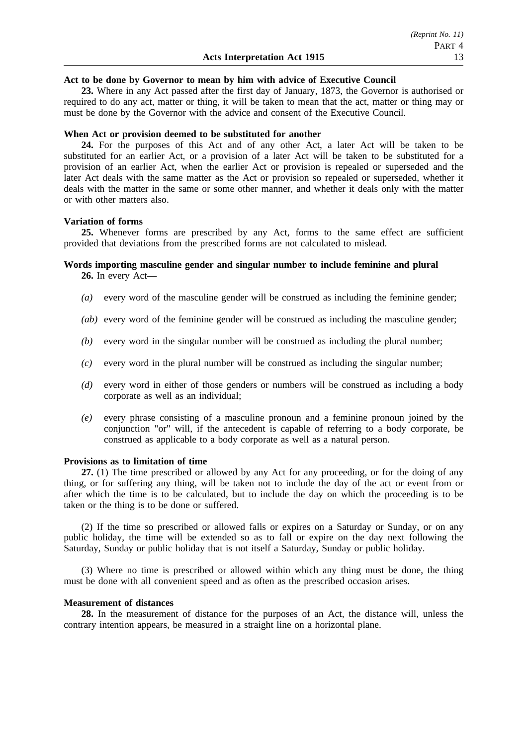**Act to be done by Governor to mean by him with advice of Executive Council**

**23.** Where in any Act passed after the first day of January, 1873, the Governor is authorised or required to do any act, matter or thing, it will be taken to mean that the act, matter or thing may or must be done by the Governor with the advice and consent of the Executive Council.

**When Act or provision deemed to be substituted for another**

**24.** For the purposes of this Act and of any other Act, a later Act will be taken to be substituted for an earlier Act, or a provision of a later Act will be taken to be substituted for a provision of an earlier Act, when the earlier Act or provision is repealed or superseded and the later Act deals with the same matter as the Act or provision so repealed or superseded, whether it deals with the matter in the same or some other manner, and whether it deals only with the matter or with other matters also.

**Variation of forms**

**25.** Whenever forms are prescribed by any Act, forms to the same effect are sufficient provided that deviations from the prescribed forms are not calculated to mislead.

**Words importing masculine gender and singular number to include feminine and plural**

**26.** In every Act—

*(a)* every word of the masculine gender will be construed as including the feminine gender;

*(ab)* every word of the feminine gender will be construed as including the masculine gender;

*(b)* every word in the singular number will be construed as including the plural number;

*(c)* every word in the plural number will be construed as including the singular number;

*(d)* every word in either of those genders or numbers will be construed as including a body corporate as well as an individual;

*(e)* every phrase consisting of a masculine pronoun and a feminine pronoun joined by the conjunction "or" will, if the antecedent is capable of referring to a body corporate, be construed as applicable to a body corporate as well as a natural person.

**Provisions as to limitation of time**

**27.** (1) The time prescribed or allowed by any Act for any proceeding, or for the doing of any thing, or for suffering any thing, will be taken not to include the day of the act or event from or after which the time is to be calculated, but to include the day on which the proceeding is to be taken or the thing is to be done or suffered.

(2) If the time so prescribed or allowed falls or expires on a Saturday or Sunday, or on any public holiday, the time will be extended so as to fall or expire on the day next following the Saturday, Sunday or public holiday that is not itself a Saturday, Sunday or public holiday.

(3) Where no time is prescribed or allowed within which any thing must be done, the thing must be done with all convenient speed and as often as the prescribed occasion arises.

**Measurement of distances**

**28.** In the measurement of distance for the purposes of an Act, the distance will, unless the contrary intention appears, be measured in a straight line on a horizontal plane.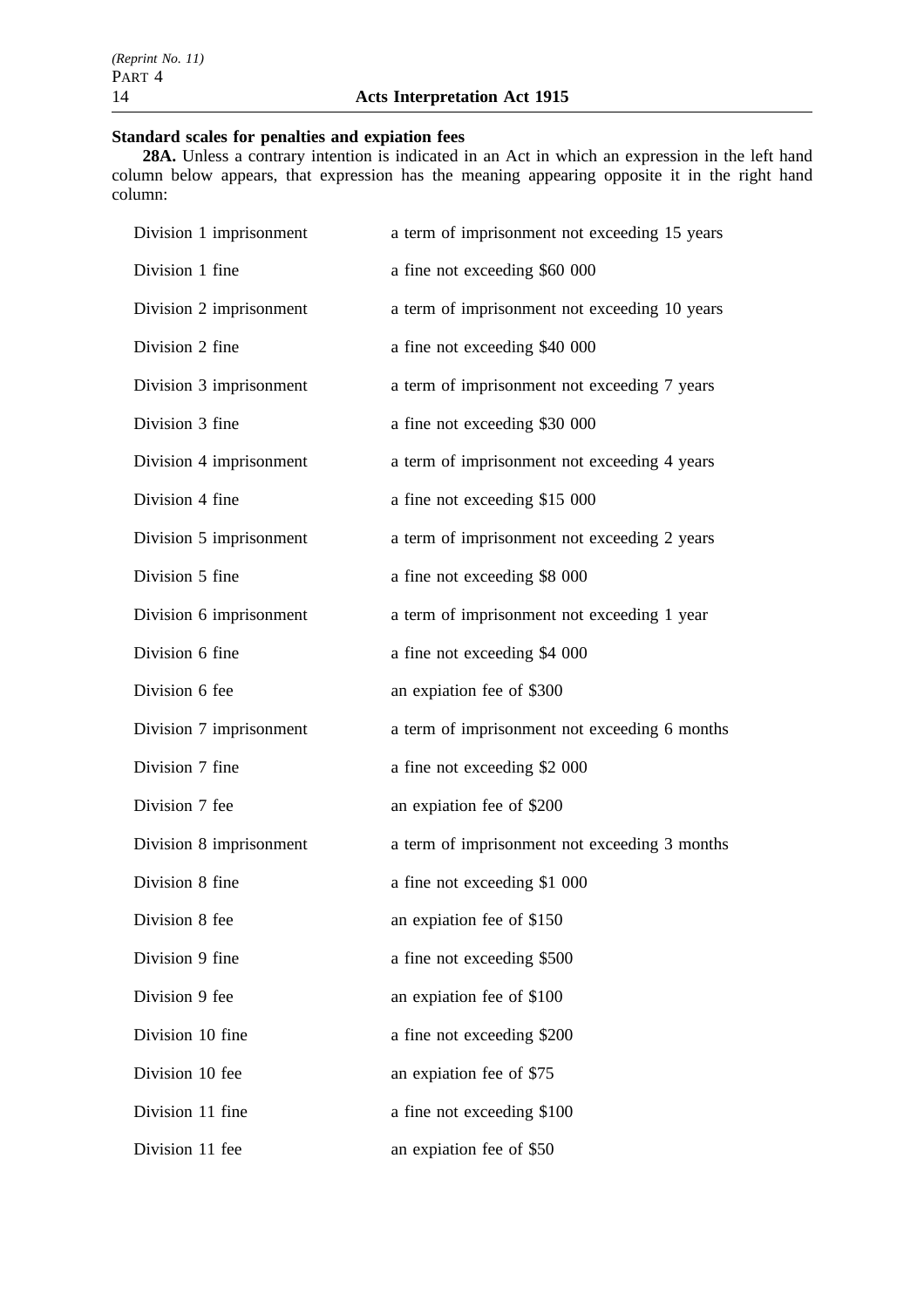### Standard scales for penalties and expiation fees

**28A.** Unless a contrary intention is indicated in an Act in which an expression in the left hand column below appears, that expression has the meaning appearing opposite it in the right hand column:

| | |
|---|---|
| Division 1 imprisonment | a term of imprisonment not exceeding 15 years |
| Division 1 fine | a fine not exceeding $60 000 |
| Division 2 imprisonment | a term of imprisonment not exceeding 10 years |
| Division 2 fine | a fine not exceeding $40 000 |
| Division 3 imprisonment | a term of imprisonment not exceeding 7 years |
| Division 3 fine | a fine not exceeding $30 000 |
| Division 4 imprisonment | a term of imprisonment not exceeding 4 years |
| Division 4 fine | a fine not exceeding $15 000 |
| Division 5 imprisonment | a term of imprisonment not exceeding 2 years |
| Division 5 fine | a fine not exceeding $8 000 |
| Division 6 imprisonment | a term of imprisonment not exceeding 1 year |
| Division 6 fine | a fine not exceeding $4 000 |
| Division 6 fee | an expiation fee of $300 |
| Division 7 imprisonment | a term of imprisonment not exceeding 6 months |
| Division 7 fine | a fine not exceeding $2 000 |
| Division 7 fee | an expiation fee of $200 |
| Division 8 imprisonment | a term of imprisonment not exceeding 3 months |
| Division 8 fine | a fine not exceeding $1 000 |
| Division 8 fee | an expiation fee of $150 |
| Division 9 fine | a fine not exceeding $500 |
| Division 9 fee | an expiation fee of $100 |
| Division 10 fine | a fine not exceeding $200 |
| Division 10 fee | an expiation fee of $75 |
| Division 11 fine | a fine not exceeding $100 |
| Division 11 fee | an expiation fee of $50 |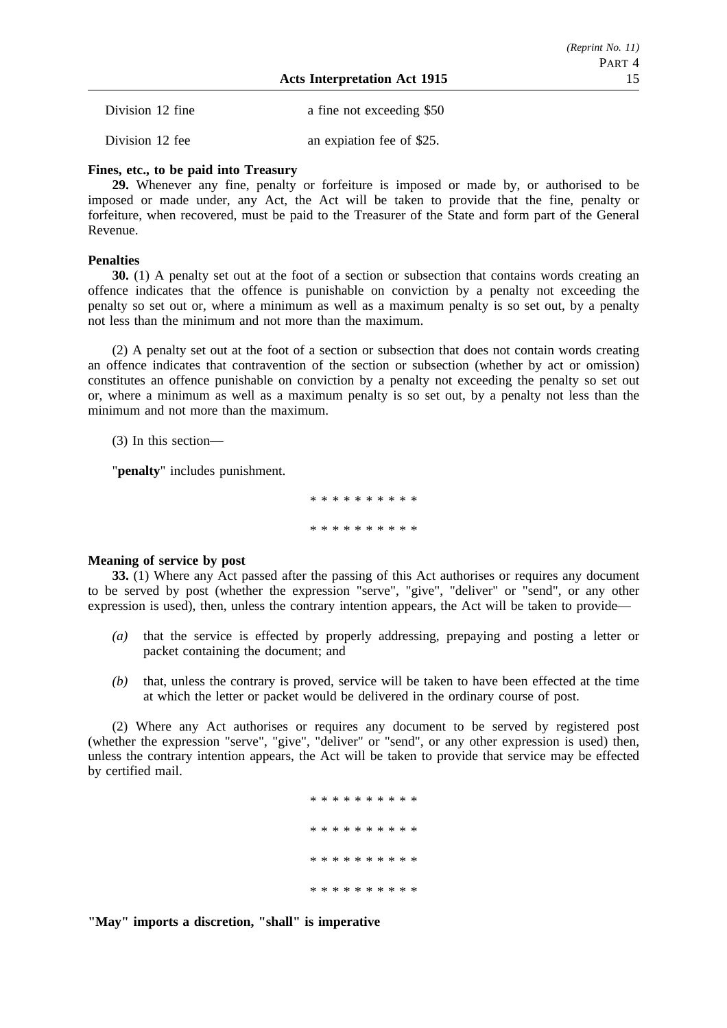| | |
|---|---|
| Division 12 fine | a fine not exceeding $50 |
| Division 12 fee | an expiation fee of $25. |

**Fines, etc., to be paid into Treasury**

**29.** Whenever any fine, penalty or forfeiture is imposed or made by, or authorised to be imposed or made under, any Act, the Act will be taken to provide that the fine, penalty or forfeiture, when recovered, must be paid to the Treasurer of the State and form part of the General Revenue.

**Penalties**

**30.** (1) A penalty set out at the foot of a section or subsection that contains words creating an offence indicates that the offence is punishable on conviction by a penalty not exceeding the penalty so set out or, where a minimum as well as a maximum penalty is so set out, by a penalty not less than the minimum and not more than the maximum.

(2) A penalty set out at the foot of a section or subsection that does not contain words creating an offence indicates that contravention of the section or subsection (whether by act or omission) constitutes an offence punishable on conviction by a penalty not exceeding the penalty so set out or, where a minimum as well as a maximum penalty is so set out, by a penalty not less than the minimum and not more than the maximum.

(3) In this section—

"**penalty**" includes punishment.

* * * * * * * * * *

* * * * * * * * * *

**Meaning of service by post**

**33.** (1) Where any Act passed after the passing of this Act authorises or requires any document to be served by post (whether the expression "serve", "give", "deliver" or "send", or any other expression is used), then, unless the contrary intention appears, the Act will be taken to provide—

*(a)* that the service is effected by properly addressing, prepaying and posting a letter or packet containing the document; and

*(b)* that, unless the contrary is proved, service will be taken to have been effected at the time at which the letter or packet would be delivered in the ordinary course of post.

(2) Where any Act authorises or requires any document to be served by registered post (whether the expression "serve", "give", "deliver" or "send", or any other expression is used) then, unless the contrary intention appears, the Act will be taken to provide that service may be effected by certified mail.

* * * * * * * * * *

* * * * * * * * * *

* * * * * * * * * *

* * * * * * * * * *

**"May" imports a discretion, "shall" is imperative**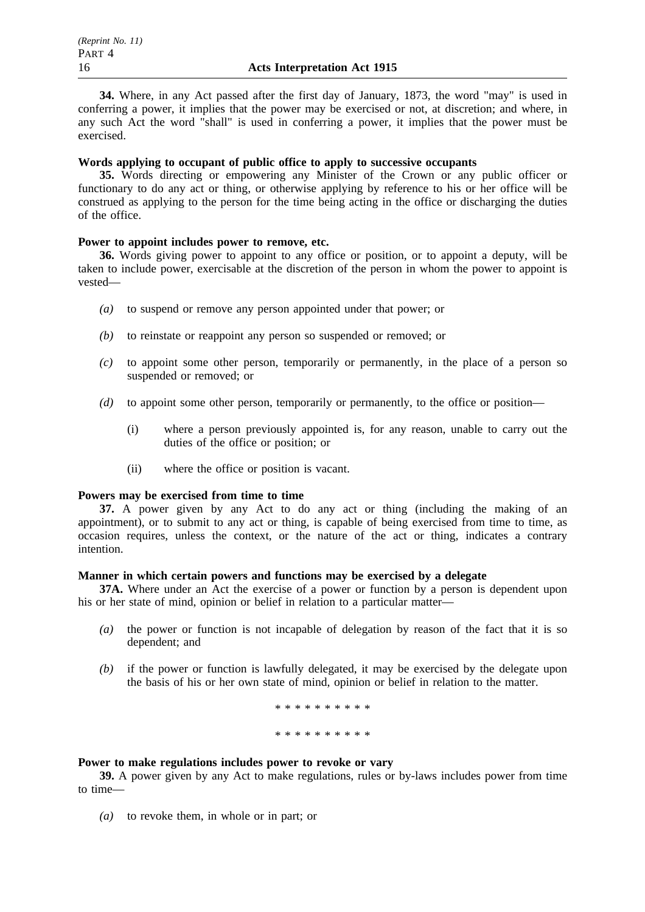**34.** Where, in any Act passed after the first day of January, 1873, the word "may" is used in conferring a power, it implies that the power may be exercised or not, at discretion; and where, in any such Act the word "shall" is used in conferring a power, it implies that the power must be exercised.

**Words applying to occupant of public office to apply to successive occupants**

**35.** Words directing or empowering any Minister of the Crown or any public officer or functionary to do any act or thing, or otherwise applying by reference to his or her office will be construed as applying to the person for the time being acting in the office or discharging the duties of the office.

**Power to appoint includes power to remove, etc.**

**36.** Words giving power to appoint to any office or position, or to appoint a deputy, will be taken to include power, exercisable at the discretion of the person in whom the power to appoint is vested—

*(a)* to suspend or remove any person appointed under that power; or

*(b)* to reinstate or reappoint any person so suspended or removed; or

*(c)* to appoint some other person, temporarily or permanently, in the place of a person so suspended or removed; or

*(d)* to appoint some other person, temporarily or permanently, to the office or position—

(i) where a person previously appointed is, for any reason, unable to carry out the duties of the office or position; or

(ii) where the office or position is vacant.

**Powers may be exercised from time to time**

**37.** A power given by any Act to do any act or thing (including the making of an appointment), or to submit to any act or thing, is capable of being exercised from time to time, as occasion requires, unless the context, or the nature of the act or thing, indicates a contrary intention.

**Manner in which certain powers and functions may be exercised by a delegate**

**37A.** Where under an Act the exercise of a power or function by a person is dependent upon his or her state of mind, opinion or belief in relation to a particular matter—

*(a)* the power or function is not incapable of delegation by reason of the fact that it is so dependent; and

*(b)* if the power or function is lawfully delegated, it may be exercised by the delegate upon the basis of his or her own state of mind, opinion or belief in relation to the matter.

* * * * * * * * * *

* * * * * * * * * *

**Power to make regulations includes power to revoke or vary**

**39.** A power given by any Act to make regulations, rules or by-laws includes power from time to time—

*(a)* to revoke them, in whole or in part; or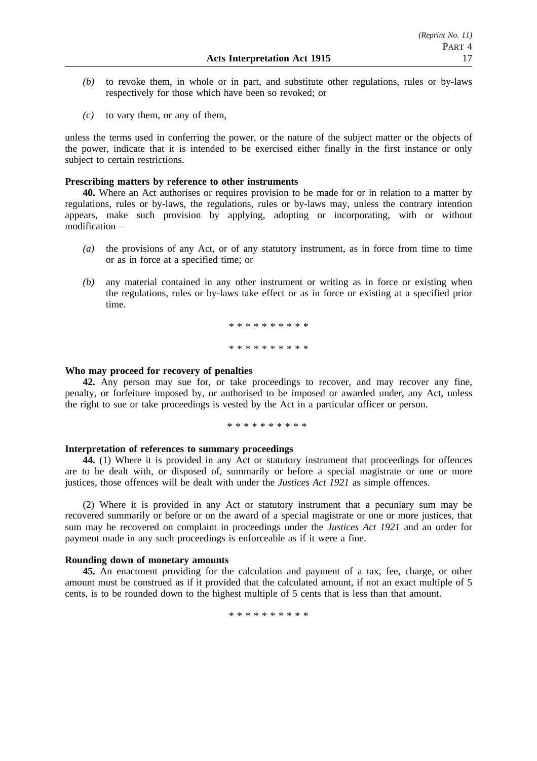*(b)* to revoke them, in whole or in part, and substitute other regulations, rules or by-laws respectively for those which have been so revoked; or

*(c)* to vary them, or any of them,

unless the terms used in conferring the power, or the nature of the subject matter or the objects of the power, indicate that it is intended to be exercised either finally in the first instance or only subject to certain restrictions.

**Prescribing matters by reference to other instruments**

**40.** Where an Act authorises or requires provision to be made for or in relation to a matter by regulations, rules or by-laws, the regulations, rules or by-laws may, unless the contrary intention appears, make such provision by applying, adopting or incorporating, with or without modification—

*(a)* the provisions of any Act, or of any statutory instrument, as in force from time to time or as in force at a specified time; or

*(b)* any material contained in any other instrument or writing as in force or existing when the regulations, rules or by-laws take effect or as in force or existing at a specified prior time.

* * * * * * * * * *

* * * * * * * * * *

**Who may proceed for recovery of penalties**

**42.** Any person may sue for, or take proceedings to recover, and may recover any fine, penalty, or forfeiture imposed by, or authorised to be imposed or awarded under, any Act, unless the right to sue or take proceedings is vested by the Act in a particular officer or person.

* * * * * * * * * *

**Interpretation of references to summary proceedings**

**44.** (1) Where it is provided in any Act or statutory instrument that proceedings for offences are to be dealt with, or disposed of, summarily or before a special magistrate or one or more justices, those offences will be dealt with under the *Justices Act 1921* as simple offences.

(2) Where it is provided in any Act or statutory instrument that a pecuniary sum may be recovered summarily or before or on the award of a special magistrate or one or more justices, that sum may be recovered on complaint in proceedings under the *Justices Act 1921* and an order for payment made in any such proceedings is enforceable as if it were a fine.

**Rounding down of monetary amounts**

**45.** An enactment providing for the calculation and payment of a tax, fee, charge, or other amount must be construed as if it provided that the calculated amount, if not an exact multiple of 5 cents, is to be rounded down to the highest multiple of 5 cents that is less than that amount.

* * * * * * * * * *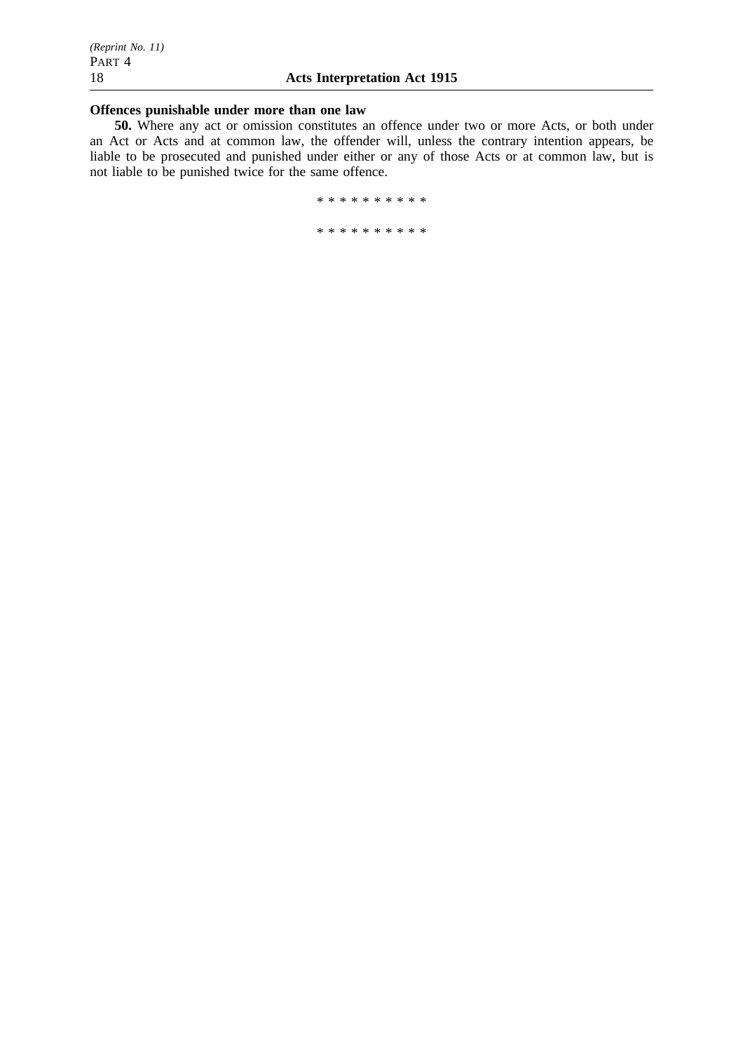**Offences punishable under more than one law**

**50.** Where any act or omission constitutes an offence under two or more Acts, or both under an Act or Acts and at common law, the offender will, unless the contrary intention appears, be liable to be prosecuted and punished under either or any of those Acts or at common law, but is not liable to be punished twice for the same offence.

* * * * * * * * * *

* * * * * * * * * *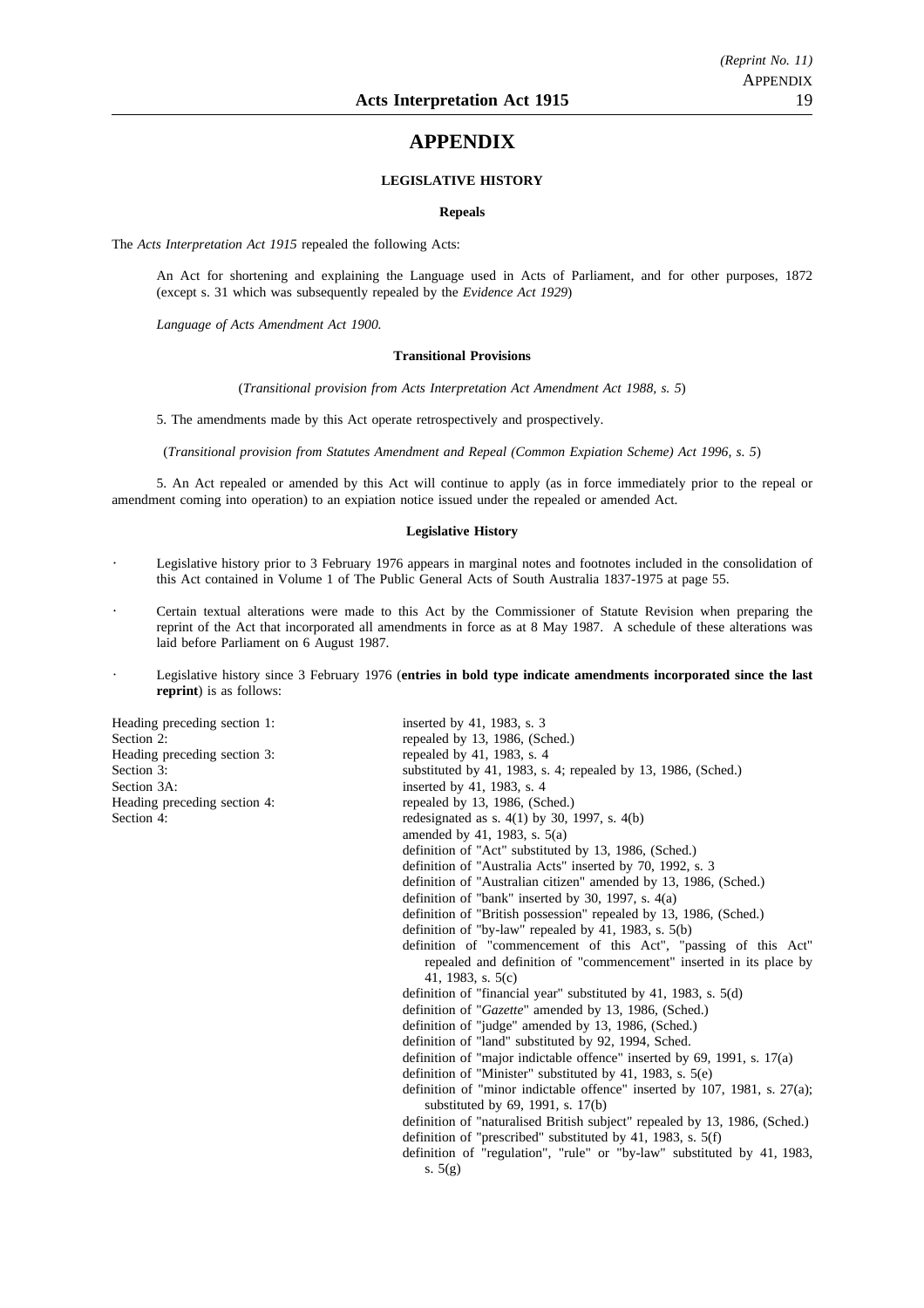# APPENDIX

### LEGISLATIVE HISTORY

#### Repeals

The *Acts Interpretation Act 1915* repealed the following Acts:

An Act for shortening and explaining the Language used in Acts of Parliament, and for other purposes, 1872 (except s. 31 which was subsequently repealed by the *Evidence Act 1929*)

*Language of Acts Amendment Act 1900.*

#### Transitional Provisions

(*Transitional provision from Acts Interpretation Act Amendment Act 1988, s. 5*)

5. The amendments made by this Act operate retrospectively and prospectively.

(*Transitional provision from Statutes Amendment and Repeal (Common Expiation Scheme) Act 1996, s. 5*)

5. An Act repealed or amended by this Act will continue to apply (as in force immediately prior to the repeal or amendment coming into operation) to an expiation notice issued under the repealed or amended Act.

#### Legislative History

- Legislative history prior to 3 February 1976 appears in marginal notes and footnotes included in the consolidation of this Act contained in Volume 1 of The Public General Acts of South Australia 1837-1975 at page 55.
- Certain textual alterations were made to this Act by the Commissioner of Statute Revision when preparing the reprint of the Act that incorporated all amendments in force as at 8 May 1987. A schedule of these alterations was laid before Parliament on 6 August 1987.
- Legislative history since 3 February 1976 (**entries in bold type indicate amendments incorporated since the last reprint**) is as follows:

| | |
|---|---|
| Heading preceding section 1: | inserted by 41, 1983, s. 3 |
| Section 2: | repealed by 13, 1986, (Sched.) |
| Heading preceding section 3: | repealed by 41, 1983, s. 4 |
| Section 3: | substituted by 41, 1983, s. 4; repealed by 13, 1986, (Sched.) |
| Section 3A: | inserted by 41, 1983, s. 4 |
| Heading preceding section 4: | repealed by 13, 1986, (Sched.) |
| Section 4: | redesignated as s. 4(1) by 30, 1997, s. 4(b) |
| | amended by 41, 1983, s. 5(a) |
| | definition of "Act" substituted by 13, 1986, (Sched.) |
| | definition of "Australia Acts" inserted by 70, 1992, s. 3 |
| | definition of "Australian citizen" amended by 13, 1986, (Sched.) |
| | definition of "bank" inserted by 30, 1997, s. 4(a) |
| | definition of "British possession" repealed by 13, 1986, (Sched.) |
| | definition of "by-law" repealed by 41, 1983, s. 5(b) |
| | definition of "commencement of this Act", "passing of this Act" repealed and definition of "commencement" inserted in its place by 41, 1983, s. 5(c) |
| | definition of "financial year" substituted by 41, 1983, s. 5(d) |
| | definition of "*Gazette*" amended by 13, 1986, (Sched.) |
| | definition of "judge" amended by 13, 1986, (Sched.) |
| | definition of "land" substituted by 92, 1994, Sched. |
| | definition of "major indictable offence" inserted by 69, 1991, s. 17(a) |
| | definition of "Minister" substituted by 41, 1983, s. 5(e) |
| | definition of "minor indictable offence" inserted by 107, 1981, s. 27(a); substituted by 69, 1991, s. 17(b) |
| | definition of "naturalised British subject" repealed by 13, 1986, (Sched.) |
| | definition of "prescribed" substituted by 41, 1983, s. 5(f) |
| | definition of "regulation", "rule" or "by-law" substituted by 41, 1983, s. 5(g) |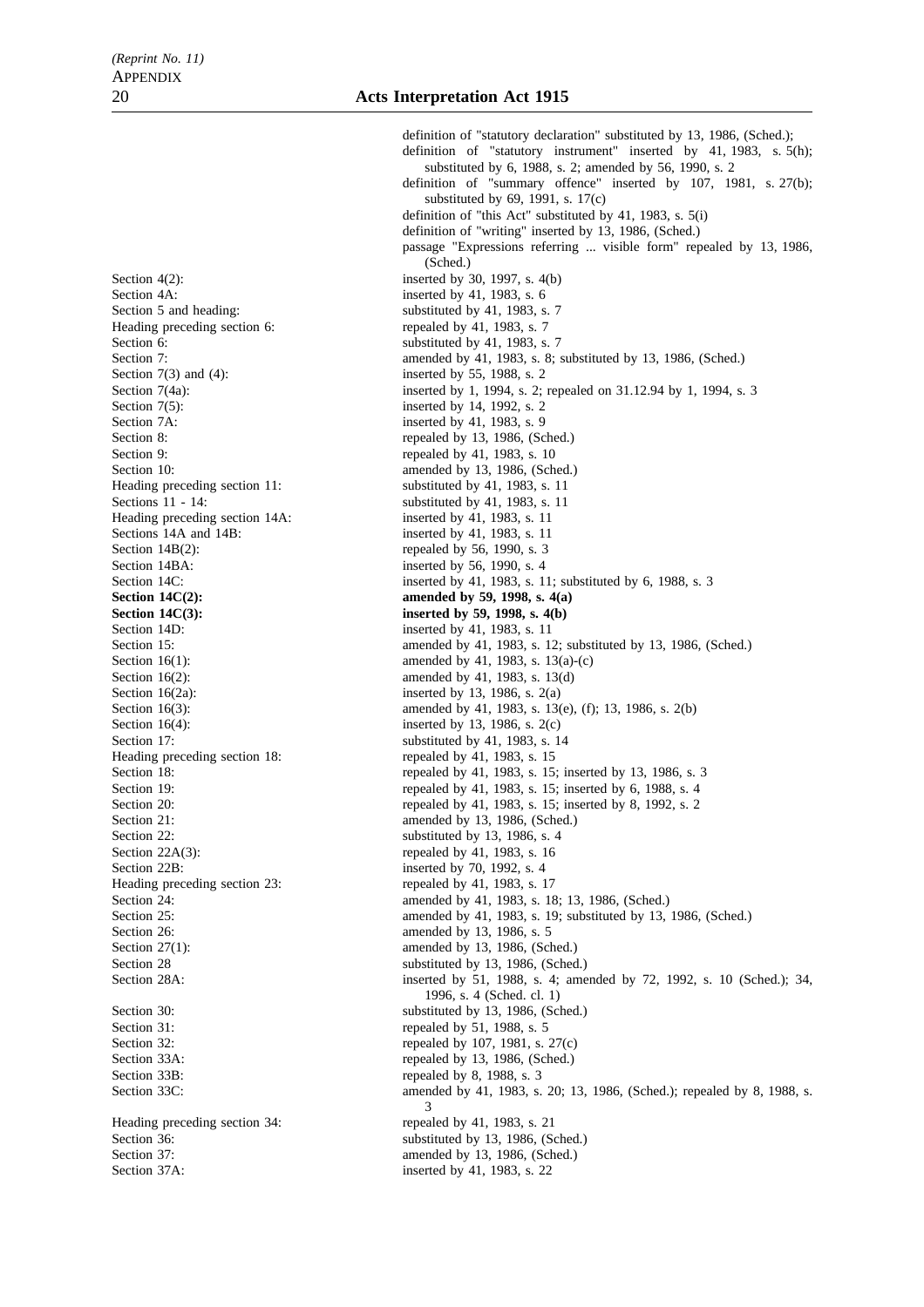definition of "statutory declaration" substituted by 13, 1986, (Sched.);
definition of "statutory instrument" inserted by 41, 1983, s. 5(h); substituted by 6, 1988, s. 2; amended by 56, 1990, s. 2
definition of "summary offence" inserted by 107, 1981, s. 27(b); substituted by 69, 1991, s. 17(c)
definition of "this Act" substituted by 41, 1983, s. 5(i)
definition of "writing" inserted by 13, 1986, (Sched.)
passage "Expressions referring ... visible form" repealed by 13, 1986, (Sched.)

| | |
|---|---|
| Section 4(2): | inserted by 30, 1997, s. 4(b) |
| Section 4A: | inserted by 41, 1983, s. 6 |
| Section 5 and heading: | substituted by 41, 1983, s. 7 |
| Heading preceding section 6: | repealed by 41, 1983, s. 7 |
| Section 6: | substituted by 41, 1983, s. 7 |
| Section 7: | amended by 41, 1983, s. 8; substituted by 13, 1986, (Sched.) |
| Section 7(3) and (4): | inserted by 55, 1988, s. 2 |
| Section 7(4a): | inserted by 1, 1994, s. 2; repealed on 31.12.94 by 1, 1994, s. 3 |
| Section 7(5): | inserted by 14, 1992, s. 2 |
| Section 7A: | inserted by 41, 1983, s. 9 |
| Section 8: | repealed by 13, 1986, (Sched.) |
| Section 9: | repealed by 41, 1983, s. 10 |
| Section 10: | amended by 13, 1986, (Sched.) |
| Heading preceding section 11: | substituted by 41, 1983, s. 11 |
| Sections 11 - 14: | substituted by 41, 1983, s. 11 |
| Heading preceding section 14A: | inserted by 41, 1983, s. 11 |
| Sections 14A and 14B: | inserted by 41, 1983, s. 11 |
| Section 14B(2): | repealed by 56, 1990, s. 3 |
| Section 14BA: | inserted by 56, 1990, s. 4 |
| Section 14C: | inserted by 41, 1983, s. 11; substituted by 6, 1988, s. 3 |
| **Section 14C(2):** | **amended by 59, 1998, s. 4(a)** |
| **Section 14C(3):** | **inserted by 59, 1998, s. 4(b)** |
| Section 14D: | inserted by 41, 1983, s. 11 |
| Section 15: | amended by 41, 1983, s. 12; substituted by 13, 1986, (Sched.) |
| Section 16(1): | amended by 41, 1983, s. 13(a)-(c) |
| Section 16(2): | amended by 41, 1983, s. 13(d) |
| Section 16(2a): | inserted by 13, 1986, s. 2(a) |
| Section 16(3): | amended by 41, 1983, s. 13(e), (f); 13, 1986, s. 2(b) |
| Section 16(4): | inserted by 13, 1986, s. 2(c) |
| Section 17: | substituted by 41, 1983, s. 14 |
| Heading preceding section 18: | repealed by 41, 1983, s. 15 |
| Section 18: | repealed by 41, 1983, s. 15; inserted by 13, 1986, s. 3 |
| Section 19: | repealed by 41, 1983, s. 15; inserted by 6, 1988, s. 4 |
| Section 20: | repealed by 41, 1983, s. 15; inserted by 8, 1992, s. 2 |
| Section 21: | amended by 13, 1986, (Sched.) |
| Section 22: | substituted by 13, 1986, s. 4 |
| Section 22A(3): | repealed by 41, 1983, s. 16 |
| Section 22B: | inserted by 70, 1992, s. 4 |
| Heading preceding section 23: | repealed by 41, 1983, s. 17 |
| Section 24: | amended by 41, 1983, s. 18; 13, 1986, (Sched.) |
| Section 25: | amended by 41, 1983, s. 19; substituted by 13, 1986, (Sched.) |
| Section 26: | amended by 13, 1986, s. 5 |
| Section 27(1): | amended by 13, 1986, (Sched.) |
| Section 28 | substituted by 13, 1986, (Sched.) |
| Section 28A: | inserted by 51, 1988, s. 4; amended by 72, 1992, s. 10 (Sched.); 34, 1996, s. 4 (Sched. cl. 1) |
| Section 30: | substituted by 13, 1986, (Sched.) |
| Section 31: | repealed by 51, 1988, s. 5 |
| Section 32: | repealed by 107, 1981, s. 27(c) |
| Section 33A: | repealed by 13, 1986, (Sched.) |
| Section 33B: | repealed by 8, 1988, s. 3 |
| Section 33C: | amended by 41, 1983, s. 20; 13, 1986, (Sched.); repealed by 8, 1988, s. 3 |
| Heading preceding section 34: | repealed by 41, 1983, s. 21 |
| Section 36: | substituted by 13, 1986, (Sched.) |
| Section 37: | amended by 13, 1986, (Sched.) |
| Section 37A: | inserted by 41, 1983, s. 22 |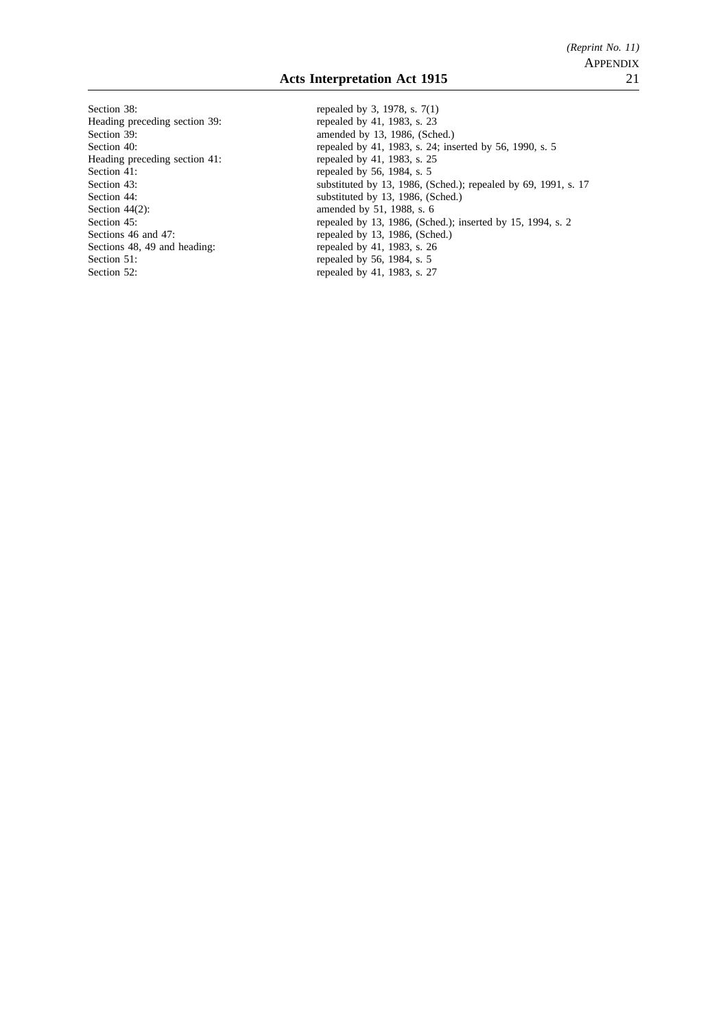| | |
|---|---|
| Section 38: | repealed by 3, 1978, s. 7(1) |
| Heading preceding section 39: | repealed by 41, 1983, s. 23 |
| Section 39: | amended by 13, 1986, (Sched.) |
| Section 40: | repealed by 41, 1983, s. 24; inserted by 56, 1990, s. 5 |
| Heading preceding section 41: | repealed by 41, 1983, s. 25 |
| Section 41: | repealed by 56, 1984, s. 5 |
| Section 43: | substituted by 13, 1986, (Sched.); repealed by 69, 1991, s. 17 |
| Section 44: | substituted by 13, 1986, (Sched.) |
| Section 44(2): | amended by 51, 1988, s. 6 |
| Section 45: | repealed by 13, 1986, (Sched.); inserted by 15, 1994, s. 2 |
| Sections 46 and 47: | repealed by 13, 1986, (Sched.) |
| Sections 48, 49 and heading: | repealed by 41, 1983, s. 26 |
| Section 51: | repealed by 56, 1984, s. 5 |
| Section 52: | repealed by 41, 1983, s. 27 |